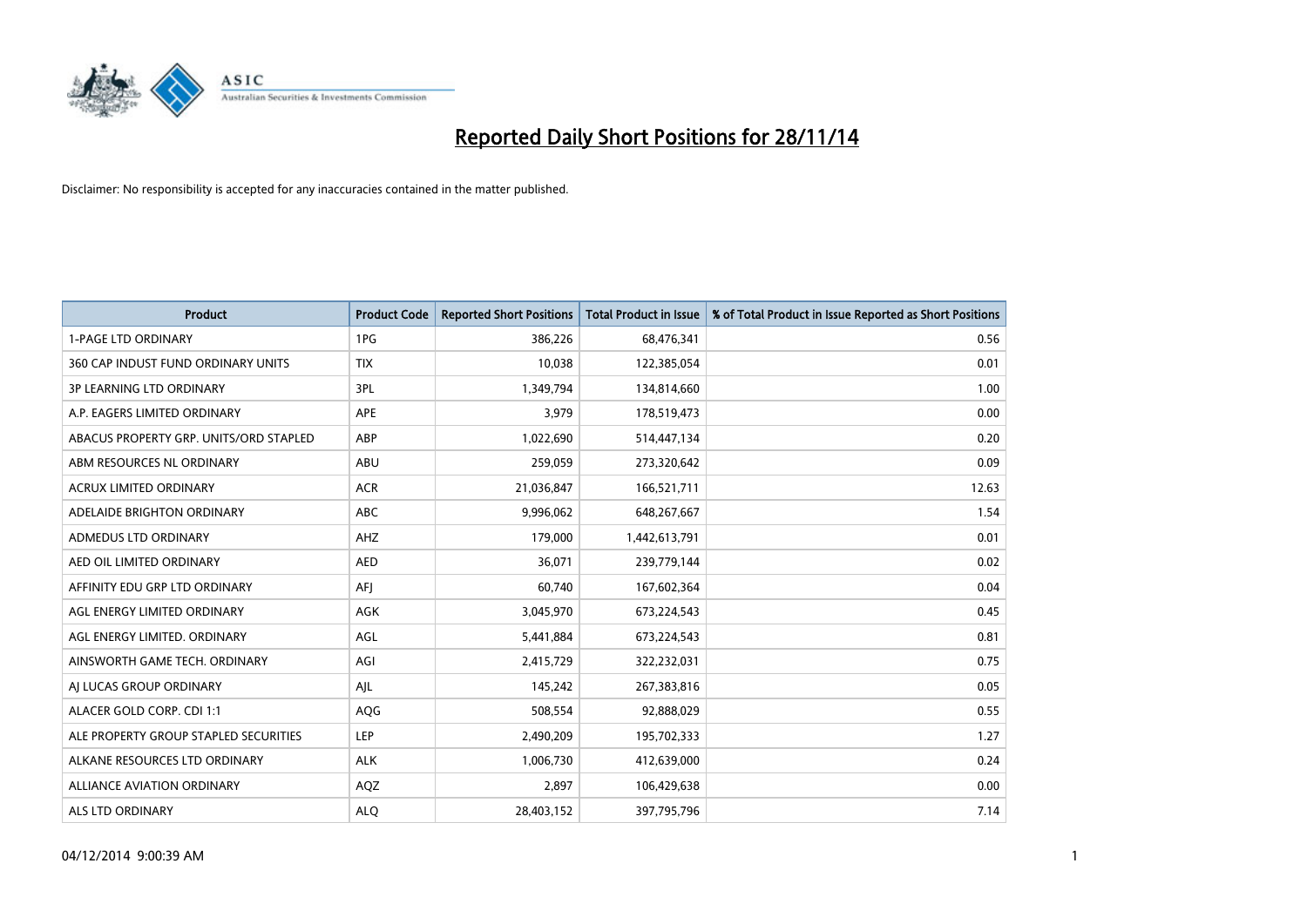# Reported Daily Short Positions for 28/11/14

Disclaimer: No responsibility is accepted for any inaccuracies contained in the matter published.

| Product | Product Code | Reported Short Positions | Total Product in Issue | % of Total Product in Issue Reported as Short Positions |
|---|---|---|---|---|
| 1-PAGE LTD ORDINARY | 1PG | 386,226 | 68,476,341 | 0.56 |
| 360 CAP INDUST FUND ORDINARY UNITS | TIX | 10,038 | 122,385,054 | 0.01 |
| 3P LEARNING LTD ORDINARY | 3PL | 1,349,794 | 134,814,660 | 1.00 |
| A.P. EAGERS LIMITED ORDINARY | APE | 3,979 | 178,519,473 | 0.00 |
| ABACUS PROPERTY GRP. UNITS/ORD STAPLED | ABP | 1,022,690 | 514,447,134 | 0.20 |
| ABM RESOURCES NL ORDINARY | ABU | 259,059 | 273,320,642 | 0.09 |
| ACRUX LIMITED ORDINARY | ACR | 21,036,847 | 166,521,711 | 12.63 |
| ADELAIDE BRIGHTON ORDINARY | ABC | 9,996,062 | 648,267,667 | 1.54 |
| ADMEDUS LTD ORDINARY | AHZ | 179,000 | 1,442,613,791 | 0.01 |
| AED OIL LIMITED ORDINARY | AED | 36,071 | 239,779,144 | 0.02 |
| AFFINITY EDU GRP LTD ORDINARY | AFJ | 60,740 | 167,602,364 | 0.04 |
| AGL ENERGY LIMITED ORDINARY | AGK | 3,045,970 | 673,224,543 | 0.45 |
| AGL ENERGY LIMITED. ORDINARY | AGL | 5,441,884 | 673,224,543 | 0.81 |
| AINSWORTH GAME TECH. ORDINARY | AGI | 2,415,729 | 322,232,031 | 0.75 |
| AJ LUCAS GROUP ORDINARY | AJL | 145,242 | 267,383,816 | 0.05 |
| ALACER GOLD CORP. CDI 1:1 | AQG | 508,554 | 92,888,029 | 0.55 |
| ALE PROPERTY GROUP STAPLED SECURITIES | LEP | 2,490,209 | 195,702,333 | 1.27 |
| ALKANE RESOURCES LTD ORDINARY | ALK | 1,006,730 | 412,639,000 | 0.24 |
| ALLIANCE AVIATION ORDINARY | AQZ | 2,897 | 106,429,638 | 0.00 |
| ALS LTD ORDINARY | ALQ | 28,403,152 | 397,795,796 | 7.14 |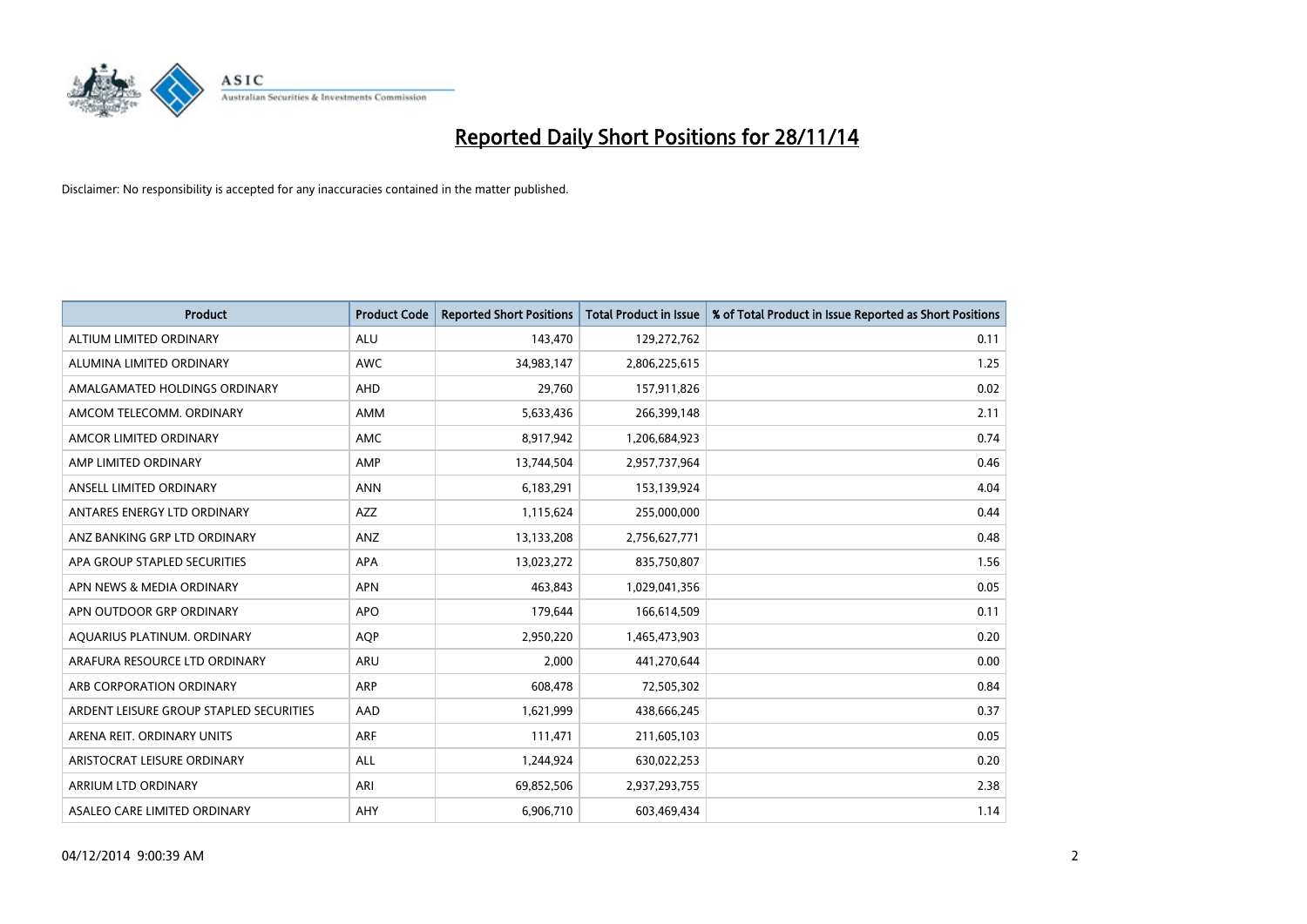# Reported Daily Short Positions for 28/11/14

Disclaimer: No responsibility is accepted for any inaccuracies contained in the matter published.

| Product | Product Code | Reported Short Positions | Total Product in Issue | % of Total Product in Issue Reported as Short Positions |
|---|---|---|---|---|
| ALTIUM LIMITED ORDINARY | ALU | 143,470 | 129,272,762 | 0.11 |
| ALUMINA LIMITED ORDINARY | AWC | 34,983,147 | 2,806,225,615 | 1.25 |
| AMALGAMATED HOLDINGS ORDINARY | AHD | 29,760 | 157,911,826 | 0.02 |
| AMCOM TELECOMM. ORDINARY | AMM | 5,633,436 | 266,399,148 | 2.11 |
| AMCOR LIMITED ORDINARY | AMC | 8,917,942 | 1,206,684,923 | 0.74 |
| AMP LIMITED ORDINARY | AMP | 13,744,504 | 2,957,737,964 | 0.46 |
| ANSELL LIMITED ORDINARY | ANN | 6,183,291 | 153,139,924 | 4.04 |
| ANTARES ENERGY LTD ORDINARY | AZZ | 1,115,624 | 255,000,000 | 0.44 |
| ANZ BANKING GRP LTD ORDINARY | ANZ | 13,133,208 | 2,756,627,771 | 0.48 |
| APA GROUP STAPLED SECURITIES | APA | 13,023,272 | 835,750,807 | 1.56 |
| APN NEWS & MEDIA ORDINARY | APN | 463,843 | 1,029,041,356 | 0.05 |
| APN OUTDOOR GRP ORDINARY | APO | 179,644 | 166,614,509 | 0.11 |
| AQUARIUS PLATINUM. ORDINARY | AQP | 2,950,220 | 1,465,473,903 | 0.20 |
| ARAFURA RESOURCE LTD ORDINARY | ARU | 2,000 | 441,270,644 | 0.00 |
| ARB CORPORATION ORDINARY | ARP | 608,478 | 72,505,302 | 0.84 |
| ARDENT LEISURE GROUP STAPLED SECURITIES | AAD | 1,621,999 | 438,666,245 | 0.37 |
| ARENA REIT. ORDINARY UNITS | ARF | 111,471 | 211,605,103 | 0.05 |
| ARISTOCRAT LEISURE ORDINARY | ALL | 1,244,924 | 630,022,253 | 0.20 |
| ARRIUM LTD ORDINARY | ARI | 69,852,506 | 2,937,293,755 | 2.38 |
| ASALEO CARE LIMITED ORDINARY | AHY | 6,906,710 | 603,469,434 | 1.14 |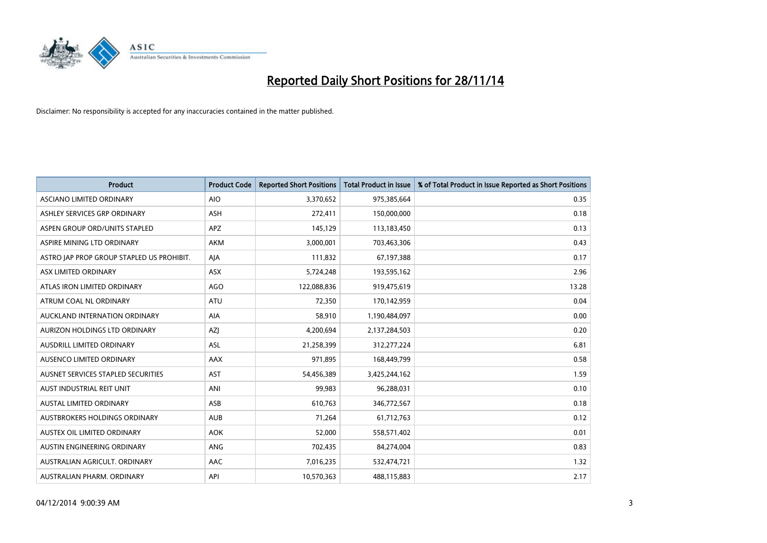# Reported Daily Short Positions for 28/11/14

Disclaimer: No responsibility is accepted for any inaccuracies contained in the matter published.

| Product | Product Code | Reported Short Positions | Total Product in Issue | % of Total Product in Issue Reported as Short Positions |
|---|---|---|---|---|
| ASCIANO LIMITED ORDINARY | AIO | 3,370,652 | 975,385,664 | 0.35 |
| ASHLEY SERVICES GRP ORDINARY | ASH | 272,411 | 150,000,000 | 0.18 |
| ASPEN GROUP ORD/UNITS STAPLED | APZ | 145,129 | 113,183,450 | 0.13 |
| ASPIRE MINING LTD ORDINARY | AKM | 3,000,001 | 703,463,306 | 0.43 |
| ASTRO JAP PROP GROUP STAPLED US PROHIBIT. | AJA | 111,832 | 67,197,388 | 0.17 |
| ASX LIMITED ORDINARY | ASX | 5,724,248 | 193,595,162 | 2.96 |
| ATLAS IRON LIMITED ORDINARY | AGO | 122,088,836 | 919,475,619 | 13.28 |
| ATRUM COAL NL ORDINARY | ATU | 72,350 | 170,142,959 | 0.04 |
| AUCKLAND INTERNATION ORDINARY | AIA | 58,910 | 1,190,484,097 | 0.00 |
| AURIZON HOLDINGS LTD ORDINARY | AZJ | 4,200,694 | 2,137,284,503 | 0.20 |
| AUSDRILL LIMITED ORDINARY | ASL | 21,258,399 | 312,277,224 | 6.81 |
| AUSENCO LIMITED ORDINARY | AAX | 971,895 | 168,449,799 | 0.58 |
| AUSNET SERVICES STAPLED SECURITIES | AST | 54,456,389 | 3,425,244,162 | 1.59 |
| AUST INDUSTRIAL REIT UNIT | ANI | 99,983 | 96,288,031 | 0.10 |
| AUSTAL LIMITED ORDINARY | ASB | 610,763 | 346,772,567 | 0.18 |
| AUSTBROKERS HOLDINGS ORDINARY | AUB | 71,264 | 61,712,763 | 0.12 |
| AUSTEX OIL LIMITED ORDINARY | AOK | 52,000 | 558,571,402 | 0.01 |
| AUSTIN ENGINEERING ORDINARY | ANG | 702,435 | 84,274,004 | 0.83 |
| AUSTRALIAN AGRICULT. ORDINARY | AAC | 7,016,235 | 532,474,721 | 1.32 |
| AUSTRALIAN PHARM. ORDINARY | API | 10,570,363 | 488,115,883 | 2.17 |

04/12/2014 9:00:39 AM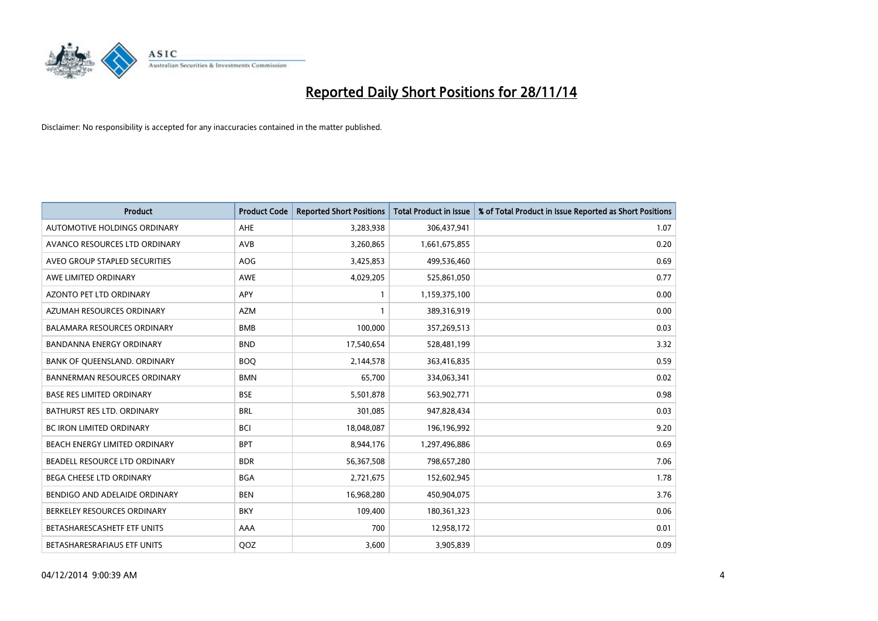# Reported Daily Short Positions for 28/11/14

Disclaimer: No responsibility is accepted for any inaccuracies contained in the matter published.

| Product | Product Code | Reported Short Positions | Total Product in Issue | % of Total Product in Issue Reported as Short Positions |
|---|---|---|---|---|
| AUTOMOTIVE HOLDINGS ORDINARY | AHE | 3,283,938 | 306,437,941 | 1.07 |
| AVANCO RESOURCES LTD ORDINARY | AVB | 3,260,865 | 1,661,675,855 | 0.20 |
| AVEO GROUP STAPLED SECURITIES | AOG | 3,425,853 | 499,536,460 | 0.69 |
| AWE LIMITED ORDINARY | AWE | 4,029,205 | 525,861,050 | 0.77 |
| AZONTO PET LTD ORDINARY | APY | 1 | 1,159,375,100 | 0.00 |
| AZUMAH RESOURCES ORDINARY | AZM | 1 | 389,316,919 | 0.00 |
| BALAMARA RESOURCES ORDINARY | BMB | 100,000 | 357,269,513 | 0.03 |
| BANDANNA ENERGY ORDINARY | BND | 17,540,654 | 528,481,199 | 3.32 |
| BANK OF QUEENSLAND. ORDINARY | BOQ | 2,144,578 | 363,416,835 | 0.59 |
| BANNERMAN RESOURCES ORDINARY | BMN | 65,700 | 334,063,341 | 0.02 |
| BASE RES LIMITED ORDINARY | BSE | 5,501,878 | 563,902,771 | 0.98 |
| BATHURST RES LTD. ORDINARY | BRL | 301,085 | 947,828,434 | 0.03 |
| BC IRON LIMITED ORDINARY | BCI | 18,048,087 | 196,196,992 | 9.20 |
| BEACH ENERGY LIMITED ORDINARY | BPT | 8,944,176 | 1,297,496,886 | 0.69 |
| BEADELL RESOURCE LTD ORDINARY | BDR | 56,367,508 | 798,657,280 | 7.06 |
| BEGA CHEESE LTD ORDINARY | BGA | 2,721,675 | 152,602,945 | 1.78 |
| BENDIGO AND ADELAIDE ORDINARY | BEN | 16,968,280 | 450,904,075 | 3.76 |
| BERKELEY RESOURCES ORDINARY | BKY | 109,400 | 180,361,323 | 0.06 |
| BETASHARESCASHETF ETF UNITS | AAA | 700 | 12,958,172 | 0.01 |
| BETASHARESRAFIAUS ETF UNITS | QOZ | 3,600 | 3,905,839 | 0.09 |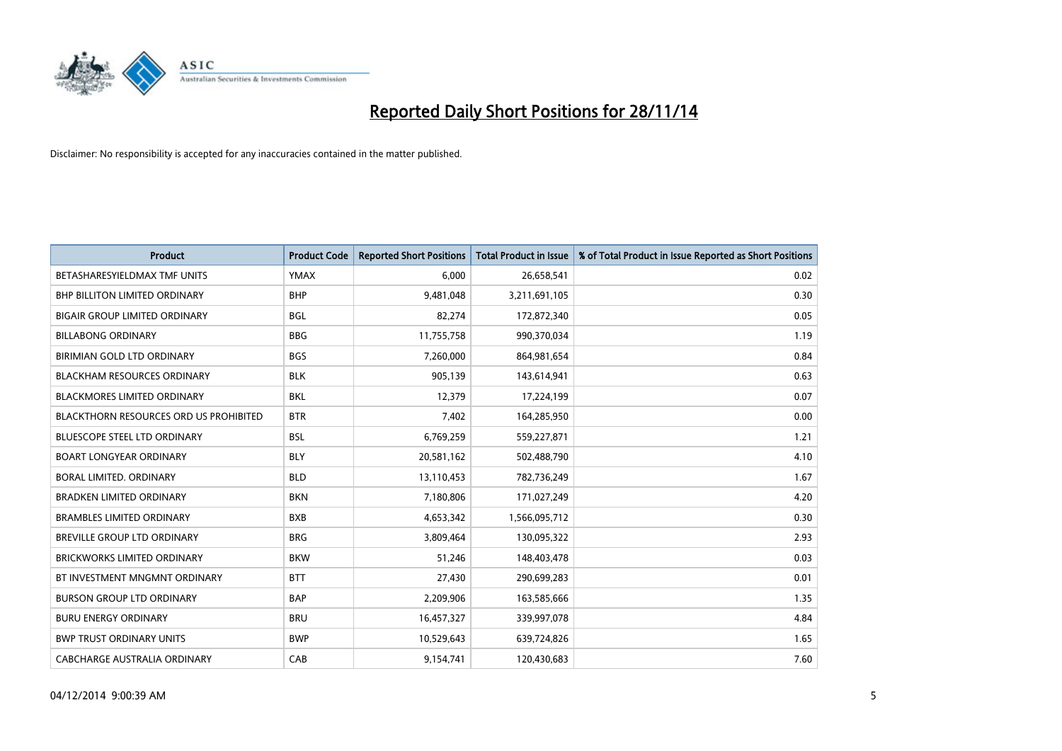# Reported Daily Short Positions for 28/11/14

Disclaimer: No responsibility is accepted for any inaccuracies contained in the matter published.

| Product | Product Code | Reported Short Positions | Total Product in Issue | % of Total Product in Issue Reported as Short Positions |
|---|---|---|---|---|
| BETASHARESYIELDMAX TMF UNITS | YMAX | 6,000 | 26,658,541 | 0.02 |
| BHP BILLITON LIMITED ORDINARY | BHP | 9,481,048 | 3,211,691,105 | 0.30 |
| BIGAIR GROUP LIMITED ORDINARY | BGL | 82,274 | 172,872,340 | 0.05 |
| BILLABONG ORDINARY | BBG | 11,755,758 | 990,370,034 | 1.19 |
| BIRIMIAN GOLD LTD ORDINARY | BGS | 7,260,000 | 864,981,654 | 0.84 |
| BLACKHAM RESOURCES ORDINARY | BLK | 905,139 | 143,614,941 | 0.63 |
| BLACKMORES LIMITED ORDINARY | BKL | 12,379 | 17,224,199 | 0.07 |
| BLACKTHORN RESOURCES ORD US PROHIBITED | BTR | 7,402 | 164,285,950 | 0.00 |
| BLUESCOPE STEEL LTD ORDINARY | BSL | 6,769,259 | 559,227,871 | 1.21 |
| BOART LONGYEAR ORDINARY | BLY | 20,581,162 | 502,488,790 | 4.10 |
| BORAL LIMITED. ORDINARY | BLD | 13,110,453 | 782,736,249 | 1.67 |
| BRADKEN LIMITED ORDINARY | BKN | 7,180,806 | 171,027,249 | 4.20 |
| BRAMBLES LIMITED ORDINARY | BXB | 4,653,342 | 1,566,095,712 | 0.30 |
| BREVILLE GROUP LTD ORDINARY | BRG | 3,809,464 | 130,095,322 | 2.93 |
| BRICKWORKS LIMITED ORDINARY | BKW | 51,246 | 148,403,478 | 0.03 |
| BT INVESTMENT MNGMNT ORDINARY | BTT | 27,430 | 290,699,283 | 0.01 |
| BURSON GROUP LTD ORDINARY | BAP | 2,209,906 | 163,585,666 | 1.35 |
| BURU ENERGY ORDINARY | BRU | 16,457,327 | 339,997,078 | 4.84 |
| BWP TRUST ORDINARY UNITS | BWP | 10,529,643 | 639,724,826 | 1.65 |
| CABCHARGE AUSTRALIA ORDINARY | CAB | 9,154,741 | 120,430,683 | 7.60 |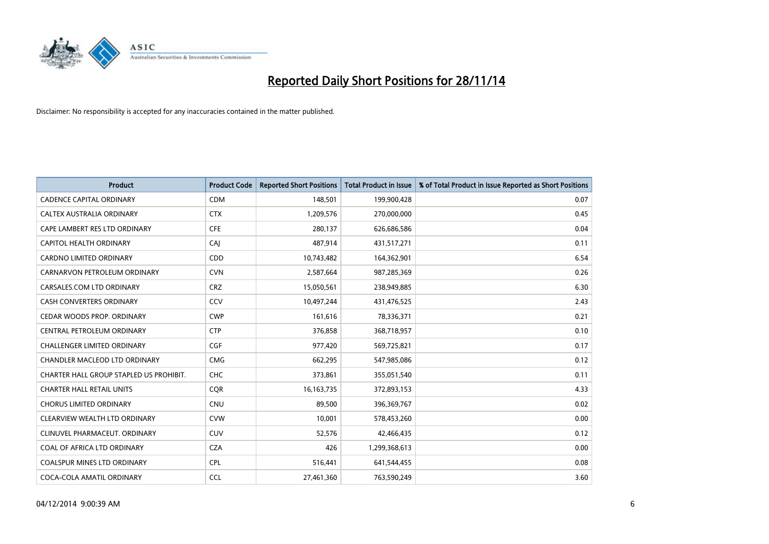# Reported Daily Short Positions for 28/11/14

Disclaimer: No responsibility is accepted for any inaccuracies contained in the matter published.

| Product | Product Code | Reported Short Positions | Total Product in Issue | % of Total Product in Issue Reported as Short Positions |
|---|---|---|---|---|
| CADENCE CAPITAL ORDINARY | CDM | 148,501 | 199,900,428 | 0.07 |
| CALTEX AUSTRALIA ORDINARY | CTX | 1,209,576 | 270,000,000 | 0.45 |
| CAPE LAMBERT RES LTD ORDINARY | CFE | 280,137 | 626,686,586 | 0.04 |
| CAPITOL HEALTH ORDINARY | CAJ | 487,914 | 431,517,271 | 0.11 |
| CARDNO LIMITED ORDINARY | CDD | 10,743,482 | 164,362,901 | 6.54 |
| CARNARVON PETROLEUM ORDINARY | CVN | 2,587,664 | 987,285,369 | 0.26 |
| CARSALES.COM LTD ORDINARY | CRZ | 15,050,561 | 238,949,885 | 6.30 |
| CASH CONVERTERS ORDINARY | CCV | 10,497,244 | 431,476,525 | 2.43 |
| CEDAR WOODS PROP. ORDINARY | CWP | 161,616 | 78,336,371 | 0.21 |
| CENTRAL PETROLEUM ORDINARY | CTP | 376,858 | 368,718,957 | 0.10 |
| CHALLENGER LIMITED ORDINARY | CGF | 977,420 | 569,725,821 | 0.17 |
| CHANDLER MACLEOD LTD ORDINARY | CMG | 662,295 | 547,985,086 | 0.12 |
| CHARTER HALL GROUP STAPLED US PROHIBIT. | CHC | 373,861 | 355,051,540 | 0.11 |
| CHARTER HALL RETAIL UNITS | CQR | 16,163,735 | 372,893,153 | 4.33 |
| CHORUS LIMITED ORDINARY | CNU | 89,500 | 396,369,767 | 0.02 |
| CLEARVIEW WEALTH LTD ORDINARY | CVW | 10,001 | 578,453,260 | 0.00 |
| CLINUVEL PHARMACEUT. ORDINARY | CUV | 52,576 | 42,466,435 | 0.12 |
| COAL OF AFRICA LTD ORDINARY | CZA | 426 | 1,299,368,613 | 0.00 |
| COALSPUR MINES LTD ORDINARY | CPL | 516,441 | 641,544,455 | 0.08 |
| COCA-COLA AMATIL ORDINARY | CCL | 27,461,360 | 763,590,249 | 3.60 |

04/12/2014 9:00:39 AM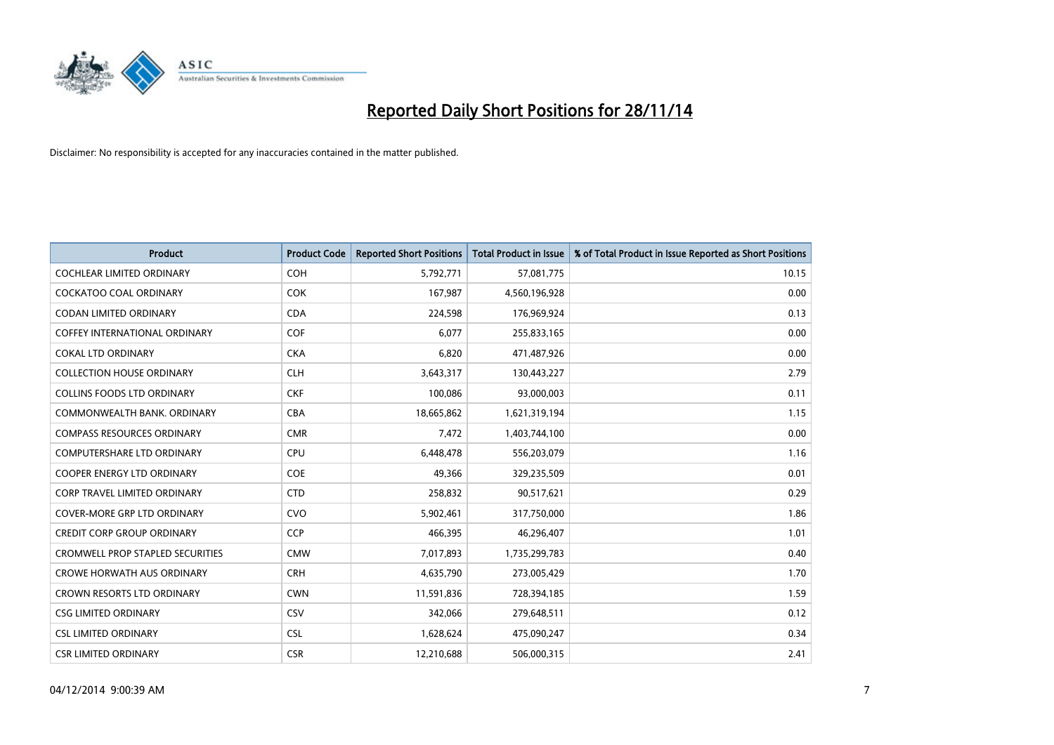# Reported Daily Short Positions for 28/11/14

Disclaimer: No responsibility is accepted for any inaccuracies contained in the matter published.

| Product | Product Code | Reported Short Positions | Total Product in Issue | % of Total Product in Issue Reported as Short Positions |
|---|---|---|---|---|
| COCHLEAR LIMITED ORDINARY | COH | 5,792,771 | 57,081,775 | 10.15 |
| COCKATOO COAL ORDINARY | COK | 167,987 | 4,560,196,928 | 0.00 |
| CODAN LIMITED ORDINARY | CDA | 224,598 | 176,969,924 | 0.13 |
| COFFEY INTERNATIONAL ORDINARY | COF | 6,077 | 255,833,165 | 0.00 |
| COKAL LTD ORDINARY | CKA | 6,820 | 471,487,926 | 0.00 |
| COLLECTION HOUSE ORDINARY | CLH | 3,643,317 | 130,443,227 | 2.79 |
| COLLINS FOODS LTD ORDINARY | CKF | 100,086 | 93,000,003 | 0.11 |
| COMMONWEALTH BANK. ORDINARY | CBA | 18,665,862 | 1,621,319,194 | 1.15 |
| COMPASS RESOURCES ORDINARY | CMR | 7,472 | 1,403,744,100 | 0.00 |
| COMPUTERSHARE LTD ORDINARY | CPU | 6,448,478 | 556,203,079 | 1.16 |
| COOPER ENERGY LTD ORDINARY | COE | 49,366 | 329,235,509 | 0.01 |
| CORP TRAVEL LIMITED ORDINARY | CTD | 258,832 | 90,517,621 | 0.29 |
| COVER-MORE GRP LTD ORDINARY | CVO | 5,902,461 | 317,750,000 | 1.86 |
| CREDIT CORP GROUP ORDINARY | CCP | 466,395 | 46,296,407 | 1.01 |
| CROMWELL PROP STAPLED SECURITIES | CMW | 7,017,893 | 1,735,299,783 | 0.40 |
| CROWE HORWATH AUS ORDINARY | CRH | 4,635,790 | 273,005,429 | 1.70 |
| CROWN RESORTS LTD ORDINARY | CWN | 11,591,836 | 728,394,185 | 1.59 |
| CSG LIMITED ORDINARY | CSV | 342,066 | 279,648,511 | 0.12 |
| CSL LIMITED ORDINARY | CSL | 1,628,624 | 475,090,247 | 0.34 |
| CSR LIMITED ORDINARY | CSR | 12,210,688 | 506,000,315 | 2.41 |

04/12/2014 9:00:39 AM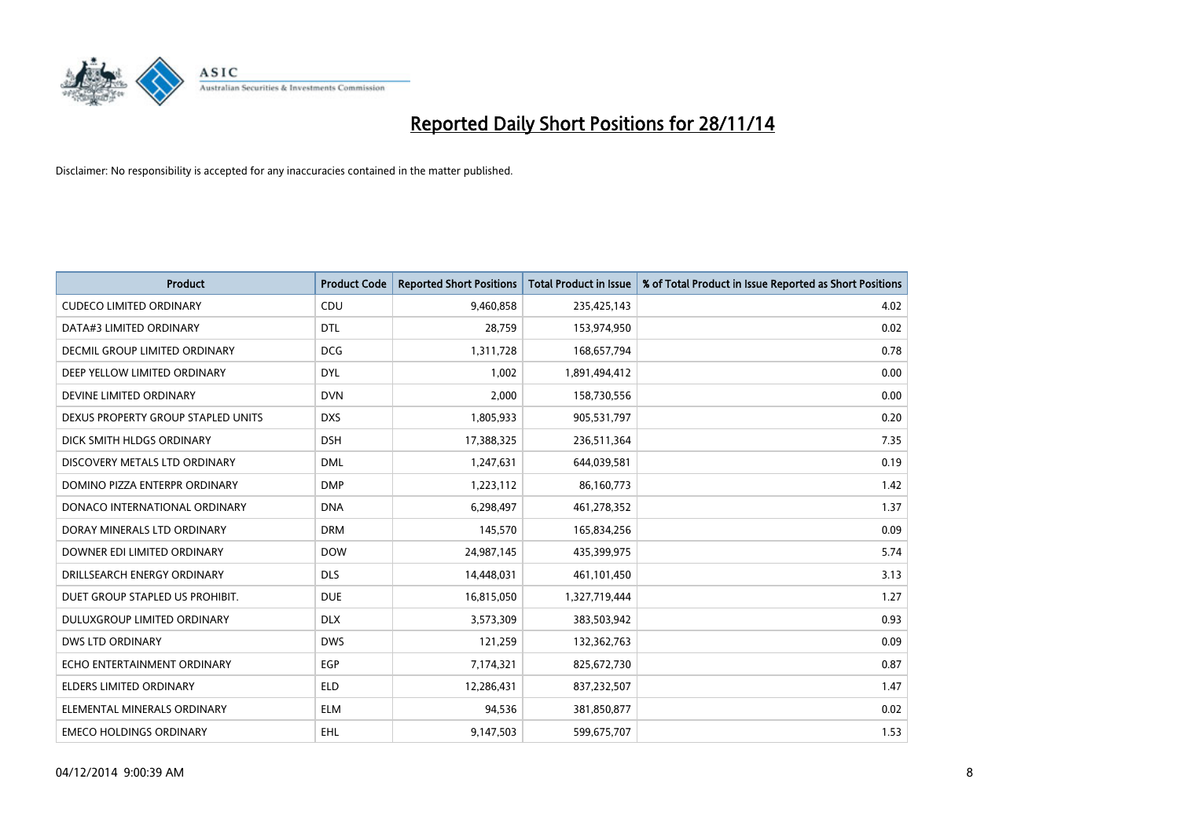# Reported Daily Short Positions for 28/11/14

Disclaimer: No responsibility is accepted for any inaccuracies contained in the matter published.

| Product | Product Code | Reported Short Positions | Total Product in Issue | % of Total Product in Issue Reported as Short Positions |
|---|---|---|---|---|
| CUDECO LIMITED ORDINARY | CDU | 9,460,858 | 235,425,143 | 4.02 |
| DATA#3 LIMITED ORDINARY | DTL | 28,759 | 153,974,950 | 0.02 |
| DECMIL GROUP LIMITED ORDINARY | DCG | 1,311,728 | 168,657,794 | 0.78 |
| DEEP YELLOW LIMITED ORDINARY | DYL | 1,002 | 1,891,494,412 | 0.00 |
| DEVINE LIMITED ORDINARY | DVN | 2,000 | 158,730,556 | 0.00 |
| DEXUS PROPERTY GROUP STAPLED UNITS | DXS | 1,805,933 | 905,531,797 | 0.20 |
| DICK SMITH HLDGS ORDINARY | DSH | 17,388,325 | 236,511,364 | 7.35 |
| DISCOVERY METALS LTD ORDINARY | DML | 1,247,631 | 644,039,581 | 0.19 |
| DOMINO PIZZA ENTERPR ORDINARY | DMP | 1,223,112 | 86,160,773 | 1.42 |
| DONACO INTERNATIONAL ORDINARY | DNA | 6,298,497 | 461,278,352 | 1.37 |
| DORAY MINERALS LTD ORDINARY | DRM | 145,570 | 165,834,256 | 0.09 |
| DOWNER EDI LIMITED ORDINARY | DOW | 24,987,145 | 435,399,975 | 5.74 |
| DRILLSEARCH ENERGY ORDINARY | DLS | 14,448,031 | 461,101,450 | 3.13 |
| DUET GROUP STAPLED US PROHIBIT. | DUE | 16,815,050 | 1,327,719,444 | 1.27 |
| DULUXGROUP LIMITED ORDINARY | DLX | 3,573,309 | 383,503,942 | 0.93 |
| DWS LTD ORDINARY | DWS | 121,259 | 132,362,763 | 0.09 |
| ECHO ENTERTAINMENT ORDINARY | EGP | 7,174,321 | 825,672,730 | 0.87 |
| ELDERS LIMITED ORDINARY | ELD | 12,286,431 | 837,232,507 | 1.47 |
| ELEMENTAL MINERALS ORDINARY | ELM | 94,536 | 381,850,877 | 0.02 |
| EMECO HOLDINGS ORDINARY | EHL | 9,147,503 | 599,675,707 | 1.53 |

04/12/2014 9:00:39 AM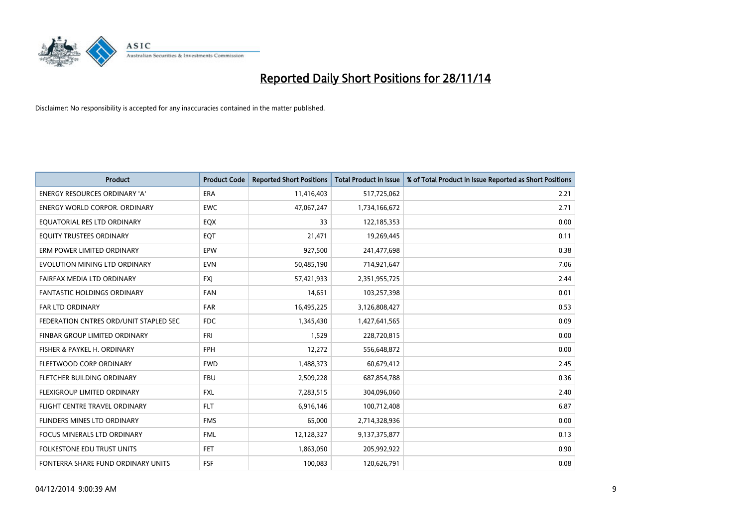# Reported Daily Short Positions for 28/11/14

Disclaimer: No responsibility is accepted for any inaccuracies contained in the matter published.

| Product | Product Code | Reported Short Positions | Total Product in Issue | % of Total Product in Issue Reported as Short Positions |
|---|---|---|---|---|
| ENERGY RESOURCES ORDINARY 'A' | ERA | 11,416,403 | 517,725,062 | 2.21 |
| ENERGY WORLD CORPOR. ORDINARY | EWC | 47,067,247 | 1,734,166,672 | 2.71 |
| EQUATORIAL RES LTD ORDINARY | EQX | 33 | 122,185,353 | 0.00 |
| EQUITY TRUSTEES ORDINARY | EQT | 21,471 | 19,269,445 | 0.11 |
| ERM POWER LIMITED ORDINARY | EPW | 927,500 | 241,477,698 | 0.38 |
| EVOLUTION MINING LTD ORDINARY | EVN | 50,485,190 | 714,921,647 | 7.06 |
| FAIRFAX MEDIA LTD ORDINARY | FXJ | 57,421,933 | 2,351,955,725 | 2.44 |
| FANTASTIC HOLDINGS ORDINARY | FAN | 14,651 | 103,257,398 | 0.01 |
| FAR LTD ORDINARY | FAR | 16,495,225 | 3,126,808,427 | 0.53 |
| FEDERATION CNTRES ORD/UNIT STAPLED SEC | FDC | 1,345,430 | 1,427,641,565 | 0.09 |
| FINBAR GROUP LIMITED ORDINARY | FRI | 1,529 | 228,720,815 | 0.00 |
| FISHER & PAYKEL H. ORDINARY | FPH | 12,272 | 556,648,872 | 0.00 |
| FLEETWOOD CORP ORDINARY | FWD | 1,488,373 | 60,679,412 | 2.45 |
| FLETCHER BUILDING ORDINARY | FBU | 2,509,228 | 687,854,788 | 0.36 |
| FLEXIGROUP LIMITED ORDINARY | FXL | 7,283,515 | 304,096,060 | 2.40 |
| FLIGHT CENTRE TRAVEL ORDINARY | FLT | 6,916,146 | 100,712,408 | 6.87 |
| FLINDERS MINES LTD ORDINARY | FMS | 65,000 | 2,714,328,936 | 0.00 |
| FOCUS MINERALS LTD ORDINARY | FML | 12,128,327 | 9,137,375,877 | 0.13 |
| FOLKESTONE EDU TRUST UNITS | FET | 1,863,050 | 205,992,922 | 0.90 |
| FONTERRA SHARE FUND ORDINARY UNITS | FSF | 100,083 | 120,626,791 | 0.08 |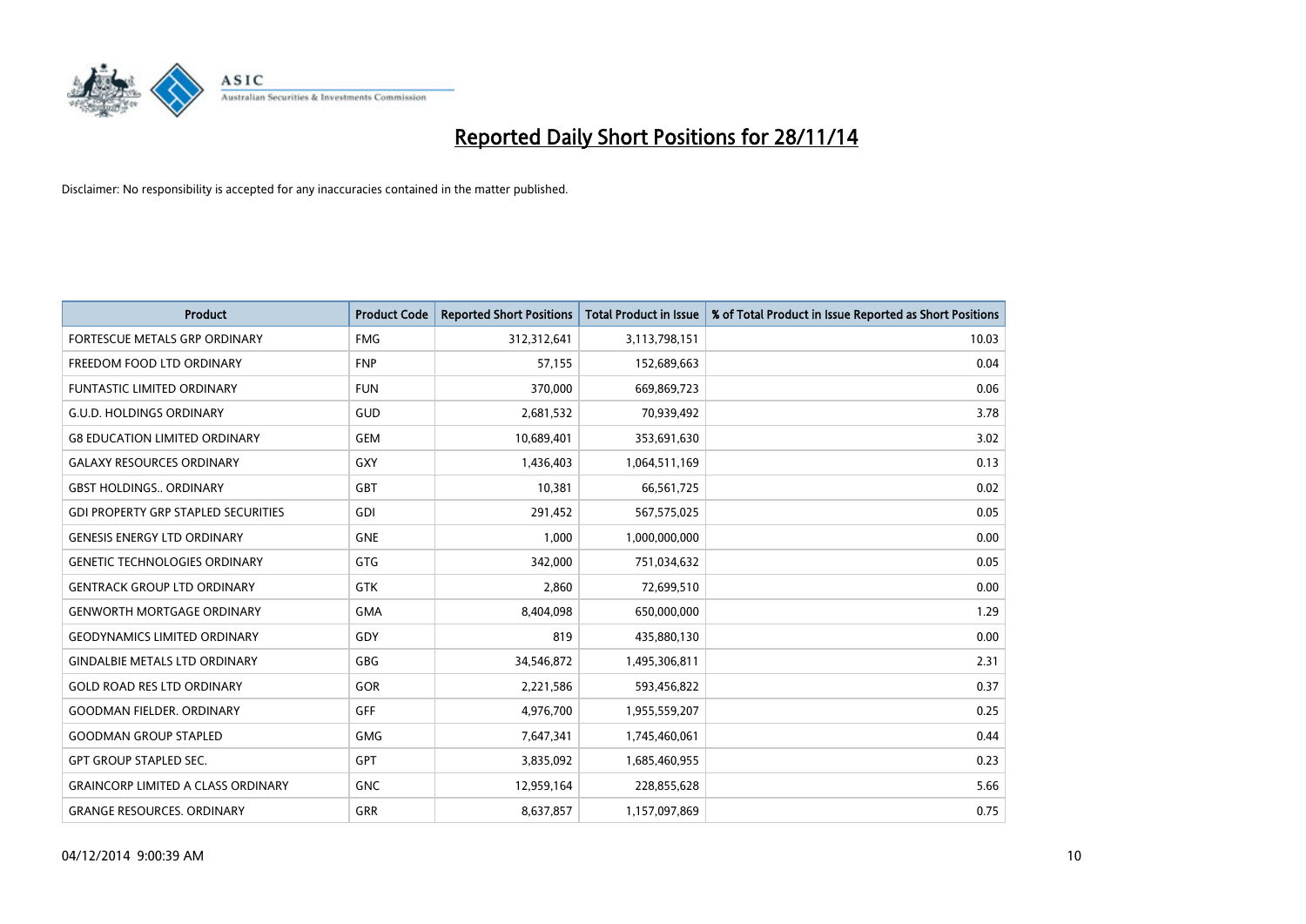# Reported Daily Short Positions for 28/11/14

Disclaimer: No responsibility is accepted for any inaccuracies contained in the matter published.

| Product | Product Code | Reported Short Positions | Total Product in Issue | % of Total Product in Issue Reported as Short Positions |
|---|---|---|---|---|
| FORTESCUE METALS GRP ORDINARY | FMG | 312,312,641 | 3,113,798,151 | 10.03 |
| FREEDOM FOOD LTD ORDINARY | FNP | 57,155 | 152,689,663 | 0.04 |
| FUNTASTIC LIMITED ORDINARY | FUN | 370,000 | 669,869,723 | 0.06 |
| G.U.D. HOLDINGS ORDINARY | GUD | 2,681,532 | 70,939,492 | 3.78 |
| G8 EDUCATION LIMITED ORDINARY | GEM | 10,689,401 | 353,691,630 | 3.02 |
| GALAXY RESOURCES ORDINARY | GXY | 1,436,403 | 1,064,511,169 | 0.13 |
| GBST HOLDINGS.. ORDINARY | GBT | 10,381 | 66,561,725 | 0.02 |
| GDI PROPERTY GRP STAPLED SECURITIES | GDI | 291,452 | 567,575,025 | 0.05 |
| GENESIS ENERGY LTD ORDINARY | GNE | 1,000 | 1,000,000,000 | 0.00 |
| GENETIC TECHNOLOGIES ORDINARY | GTG | 342,000 | 751,034,632 | 0.05 |
| GENTRACK GROUP LTD ORDINARY | GTK | 2,860 | 72,699,510 | 0.00 |
| GENWORTH MORTGAGE ORDINARY | GMA | 8,404,098 | 650,000,000 | 1.29 |
| GEODYNAMICS LIMITED ORDINARY | GDY | 819 | 435,880,130 | 0.00 |
| GINDALBIE METALS LTD ORDINARY | GBG | 34,546,872 | 1,495,306,811 | 2.31 |
| GOLD ROAD RES LTD ORDINARY | GOR | 2,221,586 | 593,456,822 | 0.37 |
| GOODMAN FIELDER. ORDINARY | GFF | 4,976,700 | 1,955,559,207 | 0.25 |
| GOODMAN GROUP STAPLED | GMG | 7,647,341 | 1,745,460,061 | 0.44 |
| GPT GROUP STAPLED SEC. | GPT | 3,835,092 | 1,685,460,955 | 0.23 |
| GRAINCORP LIMITED A CLASS ORDINARY | GNC | 12,959,164 | 228,855,628 | 5.66 |
| GRANGE RESOURCES. ORDINARY | GRR | 8,637,857 | 1,157,097,869 | 0.75 |

04/12/2014 9:00:39 AM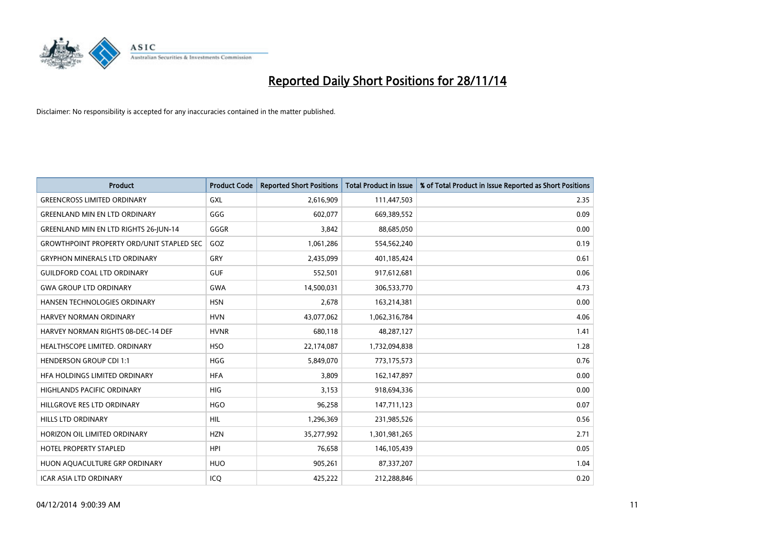# Reported Daily Short Positions for 28/11/14

Disclaimer: No responsibility is accepted for any inaccuracies contained in the matter published.

| Product | Product Code | Reported Short Positions | Total Product in Issue | % of Total Product in Issue Reported as Short Positions |
|---|---|---|---|---|
| GREENCROSS LIMITED ORDINARY | GXL | 2,616,909 | 111,447,503 | 2.35 |
| GREENLAND MIN EN LTD ORDINARY | GGG | 602,077 | 669,389,552 | 0.09 |
| GREENLAND MIN EN LTD RIGHTS 26-JUN-14 | GGGR | 3,842 | 88,685,050 | 0.00 |
| GROWTHPOINT PROPERTY ORD/UNIT STAPLED SEC | GOZ | 1,061,286 | 554,562,240 | 0.19 |
| GRYPHON MINERALS LTD ORDINARY | GRY | 2,435,099 | 401,185,424 | 0.61 |
| GUILDFORD COAL LTD ORDINARY | GUF | 552,501 | 917,612,681 | 0.06 |
| GWA GROUP LTD ORDINARY | GWA | 14,500,031 | 306,533,770 | 4.73 |
| HANSEN TECHNOLOGIES ORDINARY | HSN | 2,678 | 163,214,381 | 0.00 |
| HARVEY NORMAN ORDINARY | HVN | 43,077,062 | 1,062,316,784 | 4.06 |
| HARVEY NORMAN RIGHTS 08-DEC-14 DEF | HVNR | 680,118 | 48,287,127 | 1.41 |
| HEALTHSCOPE LIMITED. ORDINARY | HSO | 22,174,087 | 1,732,094,838 | 1.28 |
| HENDERSON GROUP CDI 1:1 | HGG | 5,849,070 | 773,175,573 | 0.76 |
| HFA HOLDINGS LIMITED ORDINARY | HFA | 3,809 | 162,147,897 | 0.00 |
| HIGHLANDS PACIFIC ORDINARY | HIG | 3,153 | 918,694,336 | 0.00 |
| HILLGROVE RES LTD ORDINARY | HGO | 96,258 | 147,711,123 | 0.07 |
| HILLS LTD ORDINARY | HIL | 1,296,369 | 231,985,526 | 0.56 |
| HORIZON OIL LIMITED ORDINARY | HZN | 35,277,992 | 1,301,981,265 | 2.71 |
| HOTEL PROPERTY STAPLED | HPI | 76,658 | 146,105,439 | 0.05 |
| HUON AQUACULTURE GRP ORDINARY | HUO | 905,261 | 87,337,207 | 1.04 |
| ICAR ASIA LTD ORDINARY | ICQ | 425,222 | 212,288,846 | 0.20 |

04/12/2014 9:00:39 AM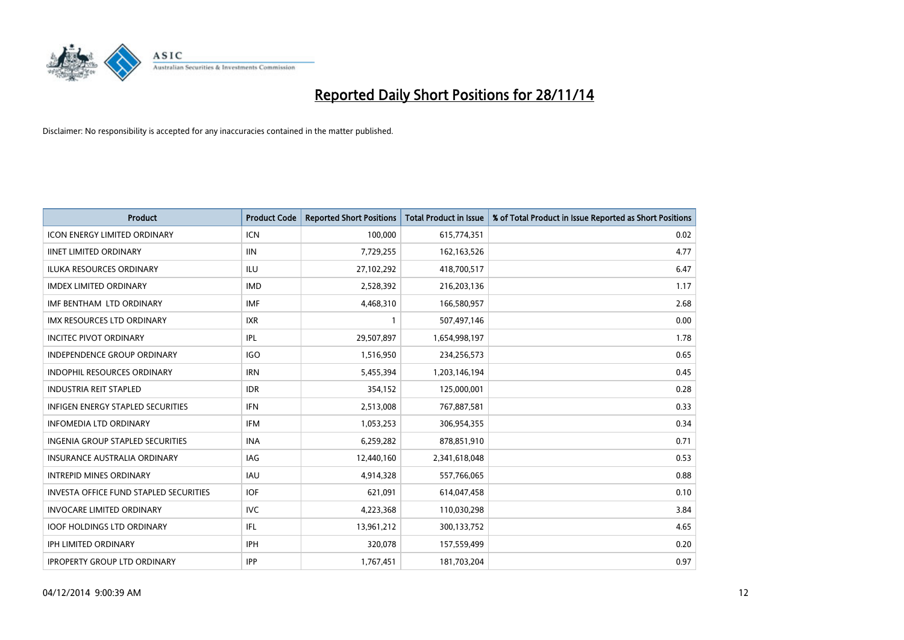# Reported Daily Short Positions for 28/11/14

Disclaimer: No responsibility is accepted for any inaccuracies contained in the matter published.

| Product | Product Code | Reported Short Positions | Total Product in Issue | % of Total Product in Issue Reported as Short Positions |
|---|---|---|---|---|
| ICON ENERGY LIMITED ORDINARY | ICN | 100,000 | 615,774,351 | 0.02 |
| IINET LIMITED ORDINARY | IIN | 7,729,255 | 162,163,526 | 4.77 |
| ILUKA RESOURCES ORDINARY | ILU | 27,102,292 | 418,700,517 | 6.47 |
| IMDEX LIMITED ORDINARY | IMD | 2,528,392 | 216,203,136 | 1.17 |
| IMF BENTHAM LTD ORDINARY | IMF | 4,468,310 | 166,580,957 | 2.68 |
| IMX RESOURCES LTD ORDINARY | IXR | 1 | 507,497,146 | 0.00 |
| INCITEC PIVOT ORDINARY | IPL | 29,507,897 | 1,654,998,197 | 1.78 |
| INDEPENDENCE GROUP ORDINARY | IGO | 1,516,950 | 234,256,573 | 0.65 |
| INDOPHIL RESOURCES ORDINARY | IRN | 5,455,394 | 1,203,146,194 | 0.45 |
| INDUSTRIA REIT STAPLED | IDR | 354,152 | 125,000,001 | 0.28 |
| INFIGEN ENERGY STAPLED SECURITIES | IFN | 2,513,008 | 767,887,581 | 0.33 |
| INFOMEDIA LTD ORDINARY | IFM | 1,053,253 | 306,954,355 | 0.34 |
| INGENIA GROUP STAPLED SECURITIES | INA | 6,259,282 | 878,851,910 | 0.71 |
| INSURANCE AUSTRALIA ORDINARY | IAG | 12,440,160 | 2,341,618,048 | 0.53 |
| INTREPID MINES ORDINARY | IAU | 4,914,328 | 557,766,065 | 0.88 |
| INVESTA OFFICE FUND STAPLED SECURITIES | IOF | 621,091 | 614,047,458 | 0.10 |
| INVOCARE LIMITED ORDINARY | IVC | 4,223,368 | 110,030,298 | 3.84 |
| IOOF HOLDINGS LTD ORDINARY | IFL | 13,961,212 | 300,133,752 | 4.65 |
| IPH LIMITED ORDINARY | IPH | 320,078 | 157,559,499 | 0.20 |
| IPROPERTY GROUP LTD ORDINARY | IPP | 1,767,451 | 181,703,204 | 0.97 |

04/12/2014 9:00:39 AM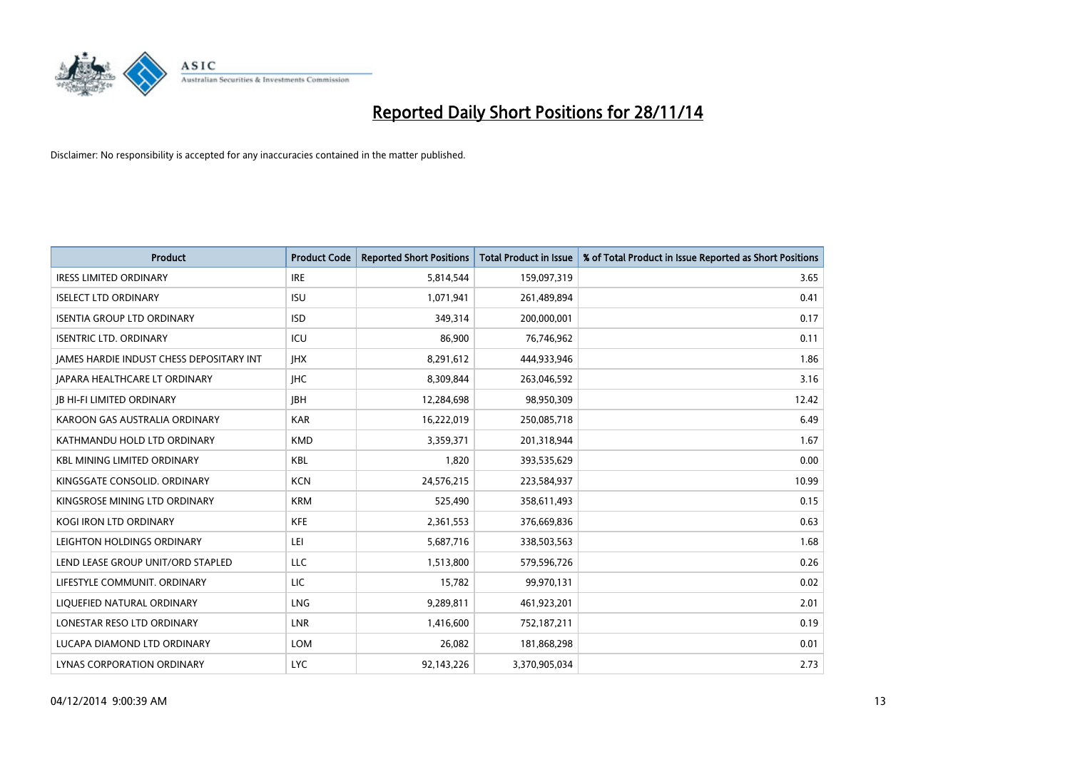# Reported Daily Short Positions for 28/11/14

Disclaimer: No responsibility is accepted for any inaccuracies contained in the matter published.

| Product | Product Code | Reported Short Positions | Total Product in Issue | % of Total Product in Issue Reported as Short Positions |
|---|---|---|---|---|
| IRESS LIMITED ORDINARY | IRE | 5,814,544 | 159,097,319 | 3.65 |
| ISELECT LTD ORDINARY | ISU | 1,071,941 | 261,489,894 | 0.41 |
| ISENTIA GROUP LTD ORDINARY | ISD | 349,314 | 200,000,001 | 0.17 |
| ISENTRIC LTD. ORDINARY | ICU | 86,900 | 76,746,962 | 0.11 |
| JAMES HARDIE INDUST CHESS DEPOSITARY INT | JHX | 8,291,612 | 444,933,946 | 1.86 |
| JAPARA HEALTHCARE LT ORDINARY | JHC | 8,309,844 | 263,046,592 | 3.16 |
| JB HI-FI LIMITED ORDINARY | JBH | 12,284,698 | 98,950,309 | 12.42 |
| KAROON GAS AUSTRALIA ORDINARY | KAR | 16,222,019 | 250,085,718 | 6.49 |
| KATHMANDU HOLD LTD ORDINARY | KMD | 3,359,371 | 201,318,944 | 1.67 |
| KBL MINING LIMITED ORDINARY | KBL | 1,820 | 393,535,629 | 0.00 |
| KINGSGATE CONSOLID. ORDINARY | KCN | 24,576,215 | 223,584,937 | 10.99 |
| KINGSROSE MINING LTD ORDINARY | KRM | 525,490 | 358,611,493 | 0.15 |
| KOGI IRON LTD ORDINARY | KFE | 2,361,553 | 376,669,836 | 0.63 |
| LEIGHTON HOLDINGS ORDINARY | LEI | 5,687,716 | 338,503,563 | 1.68 |
| LEND LEASE GROUP UNIT/ORD STAPLED | LLC | 1,513,800 | 579,596,726 | 0.26 |
| LIFESTYLE COMMUNIT. ORDINARY | LIC | 15,782 | 99,970,131 | 0.02 |
| LIQUEFIED NATURAL ORDINARY | LNG | 9,289,811 | 461,923,201 | 2.01 |
| LONESTAR RESO LTD ORDINARY | LNR | 1,416,600 | 752,187,211 | 0.19 |
| LUCAPA DIAMOND LTD ORDINARY | LOM | 26,082 | 181,868,298 | 0.01 |
| LYNAS CORPORATION ORDINARY | LYC | 92,143,226 | 3,370,905,034 | 2.73 |

04/12/2014 9:00:39 AM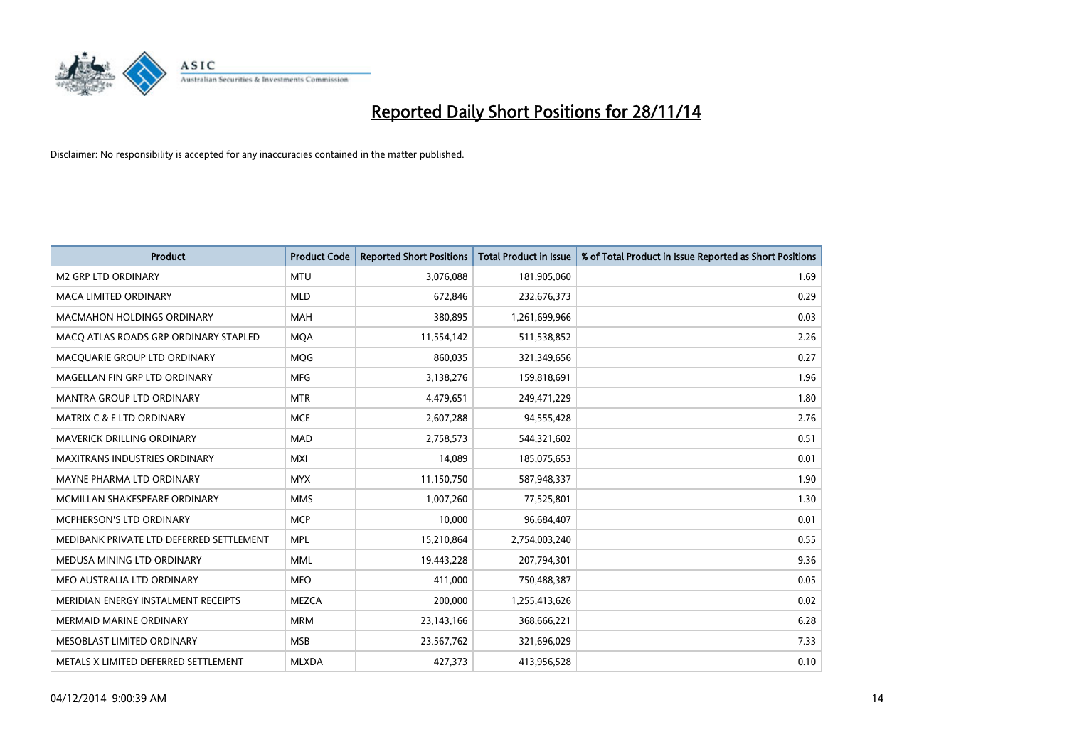# Reported Daily Short Positions for 28/11/14

Disclaimer: No responsibility is accepted for any inaccuracies contained in the matter published.

| Product | Product Code | Reported Short Positions | Total Product in Issue | % of Total Product in Issue Reported as Short Positions |
|---|---|---|---|---|
| M2 GRP LTD ORDINARY | MTU | 3,076,088 | 181,905,060 | 1.69 |
| MACA LIMITED ORDINARY | MLD | 672,846 | 232,676,373 | 0.29 |
| MACMAHON HOLDINGS ORDINARY | MAH | 380,895 | 1,261,699,966 | 0.03 |
| MACQ ATLAS ROADS GRP ORDINARY STAPLED | MQA | 11,554,142 | 511,538,852 | 2.26 |
| MACQUARIE GROUP LTD ORDINARY | MQG | 860,035 | 321,349,656 | 0.27 |
| MAGELLAN FIN GRP LTD ORDINARY | MFG | 3,138,276 | 159,818,691 | 1.96 |
| MANTRA GROUP LTD ORDINARY | MTR | 4,479,651 | 249,471,229 | 1.80 |
| MATRIX C & E LTD ORDINARY | MCE | 2,607,288 | 94,555,428 | 2.76 |
| MAVERICK DRILLING ORDINARY | MAD | 2,758,573 | 544,321,602 | 0.51 |
| MAXITRANS INDUSTRIES ORDINARY | MXI | 14,089 | 185,075,653 | 0.01 |
| MAYNE PHARMA LTD ORDINARY | MYX | 11,150,750 | 587,948,337 | 1.90 |
| MCMILLAN SHAKESPEARE ORDINARY | MMS | 1,007,260 | 77,525,801 | 1.30 |
| MCPHERSON'S LTD ORDINARY | MCP | 10,000 | 96,684,407 | 0.01 |
| MEDIBANK PRIVATE LTD DEFERRED SETTLEMENT | MPL | 15,210,864 | 2,754,003,240 | 0.55 |
| MEDUSA MINING LTD ORDINARY | MML | 19,443,228 | 207,794,301 | 9.36 |
| MEO AUSTRALIA LTD ORDINARY | MEO | 411,000 | 750,488,387 | 0.05 |
| MERIDIAN ENERGY INSTALMENT RECEIPTS | MEZCA | 200,000 | 1,255,413,626 | 0.02 |
| MERMAID MARINE ORDINARY | MRM | 23,143,166 | 368,666,221 | 6.28 |
| MESOBLAST LIMITED ORDINARY | MSB | 23,567,762 | 321,696,029 | 7.33 |
| METALS X LIMITED DEFERRED SETTLEMENT | MLXDA | 427,373 | 413,956,528 | 0.10 |

04/12/2014 9:00:39 AM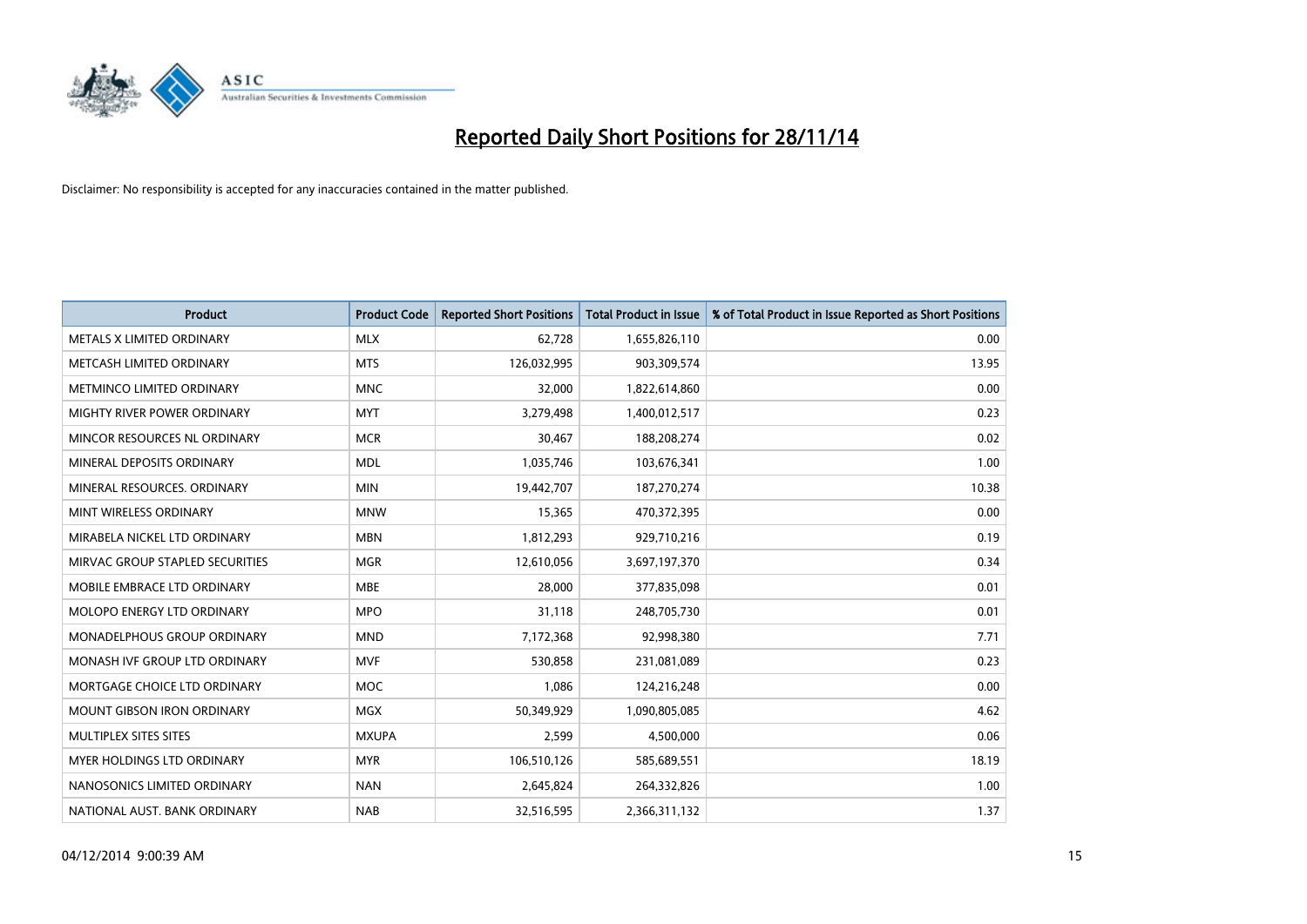# Reported Daily Short Positions for 28/11/14

Disclaimer: No responsibility is accepted for any inaccuracies contained in the matter published.

| Product | Product Code | Reported Short Positions | Total Product in Issue | % of Total Product in Issue Reported as Short Positions |
|---|---|---|---|---|
| METALS X LIMITED ORDINARY | MLX | 62,728 | 1,655,826,110 | 0.00 |
| METCASH LIMITED ORDINARY | MTS | 126,032,995 | 903,309,574 | 13.95 |
| METMINCO LIMITED ORDINARY | MNC | 32,000 | 1,822,614,860 | 0.00 |
| MIGHTY RIVER POWER ORDINARY | MYT | 3,279,498 | 1,400,012,517 | 0.23 |
| MINCOR RESOURCES NL ORDINARY | MCR | 30,467 | 188,208,274 | 0.02 |
| MINERAL DEPOSITS ORDINARY | MDL | 1,035,746 | 103,676,341 | 1.00 |
| MINERAL RESOURCES. ORDINARY | MIN | 19,442,707 | 187,270,274 | 10.38 |
| MINT WIRELESS ORDINARY | MNW | 15,365 | 470,372,395 | 0.00 |
| MIRABELA NICKEL LTD ORDINARY | MBN | 1,812,293 | 929,710,216 | 0.19 |
| MIRVAC GROUP STAPLED SECURITIES | MGR | 12,610,056 | 3,697,197,370 | 0.34 |
| MOBILE EMBRACE LTD ORDINARY | MBE | 28,000 | 377,835,098 | 0.01 |
| MOLOPO ENERGY LTD ORDINARY | MPO | 31,118 | 248,705,730 | 0.01 |
| MONADELPHOUS GROUP ORDINARY | MND | 7,172,368 | 92,998,380 | 7.71 |
| MONASH IVF GROUP LTD ORDINARY | MVF | 530,858 | 231,081,089 | 0.23 |
| MORTGAGE CHOICE LTD ORDINARY | MOC | 1,086 | 124,216,248 | 0.00 |
| MOUNT GIBSON IRON ORDINARY | MGX | 50,349,929 | 1,090,805,085 | 4.62 |
| MULTIPLEX SITES SITES | MXUPA | 2,599 | 4,500,000 | 0.06 |
| MYER HOLDINGS LTD ORDINARY | MYR | 106,510,126 | 585,689,551 | 18.19 |
| NANOSONICS LIMITED ORDINARY | NAN | 2,645,824 | 264,332,826 | 1.00 |
| NATIONAL AUST. BANK ORDINARY | NAB | 32,516,595 | 2,366,311,132 | 1.37 |

04/12/2014 9:00:39 AM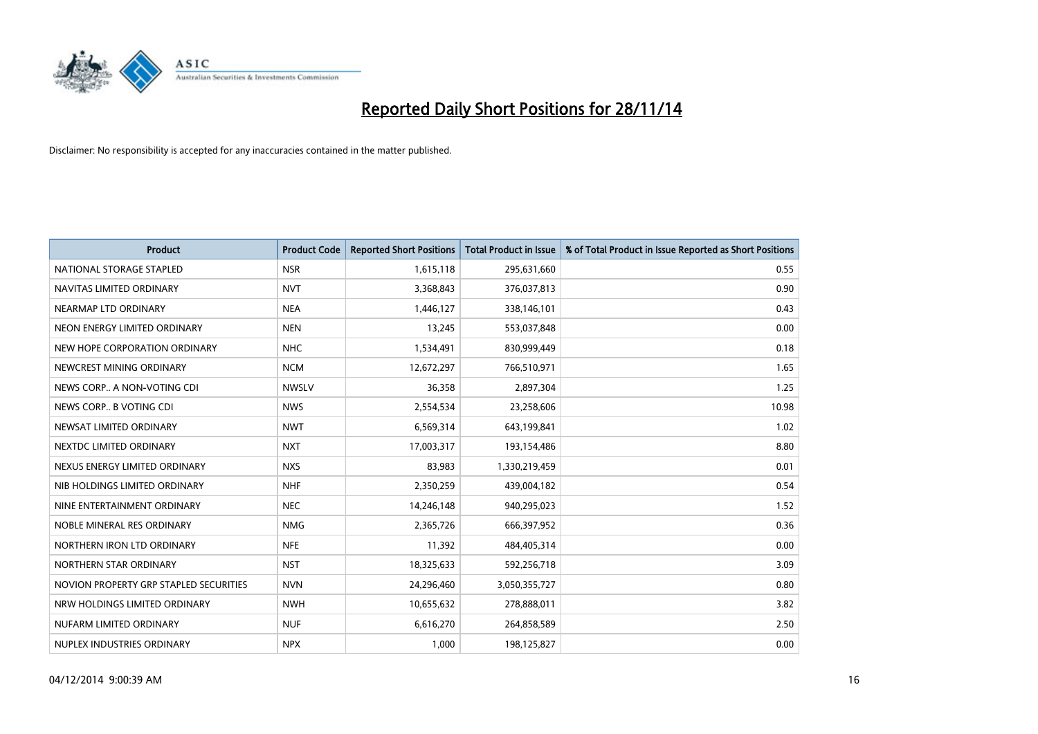# Reported Daily Short Positions for 28/11/14

Disclaimer: No responsibility is accepted for any inaccuracies contained in the matter published.

| Product | Product Code | Reported Short Positions | Total Product in Issue | % of Total Product in Issue Reported as Short Positions |
|---|---|---|---|---|
| NATIONAL STORAGE STAPLED | NSR | 1,615,118 | 295,631,660 | 0.55 |
| NAVITAS LIMITED ORDINARY | NVT | 3,368,843 | 376,037,813 | 0.90 |
| NEARMAP LTD ORDINARY | NEA | 1,446,127 | 338,146,101 | 0.43 |
| NEON ENERGY LIMITED ORDINARY | NEN | 13,245 | 553,037,848 | 0.00 |
| NEW HOPE CORPORATION ORDINARY | NHC | 1,534,491 | 830,999,449 | 0.18 |
| NEWCREST MINING ORDINARY | NCM | 12,672,297 | 766,510,971 | 1.65 |
| NEWS CORP.. A NON-VOTING CDI | NWSLV | 36,358 | 2,897,304 | 1.25 |
| NEWS CORP.. B VOTING CDI | NWS | 2,554,534 | 23,258,606 | 10.98 |
| NEWSAT LIMITED ORDINARY | NWT | 6,569,314 | 643,199,841 | 1.02 |
| NEXTDC LIMITED ORDINARY | NXT | 17,003,317 | 193,154,486 | 8.80 |
| NEXUS ENERGY LIMITED ORDINARY | NXS | 83,983 | 1,330,219,459 | 0.01 |
| NIB HOLDINGS LIMITED ORDINARY | NHF | 2,350,259 | 439,004,182 | 0.54 |
| NINE ENTERTAINMENT ORDINARY | NEC | 14,246,148 | 940,295,023 | 1.52 |
| NOBLE MINERAL RES ORDINARY | NMG | 2,365,726 | 666,397,952 | 0.36 |
| NORTHERN IRON LTD ORDINARY | NFE | 11,392 | 484,405,314 | 0.00 |
| NORTHERN STAR ORDINARY | NST | 18,325,633 | 592,256,718 | 3.09 |
| NOVION PROPERTY GRP STAPLED SECURITIES | NVN | 24,296,460 | 3,050,355,727 | 0.80 |
| NRW HOLDINGS LIMITED ORDINARY | NWH | 10,655,632 | 278,888,011 | 3.82 |
| NUFARM LIMITED ORDINARY | NUF | 6,616,270 | 264,858,589 | 2.50 |
| NUPLEX INDUSTRIES ORDINARY | NPX | 1,000 | 198,125,827 | 0.00 |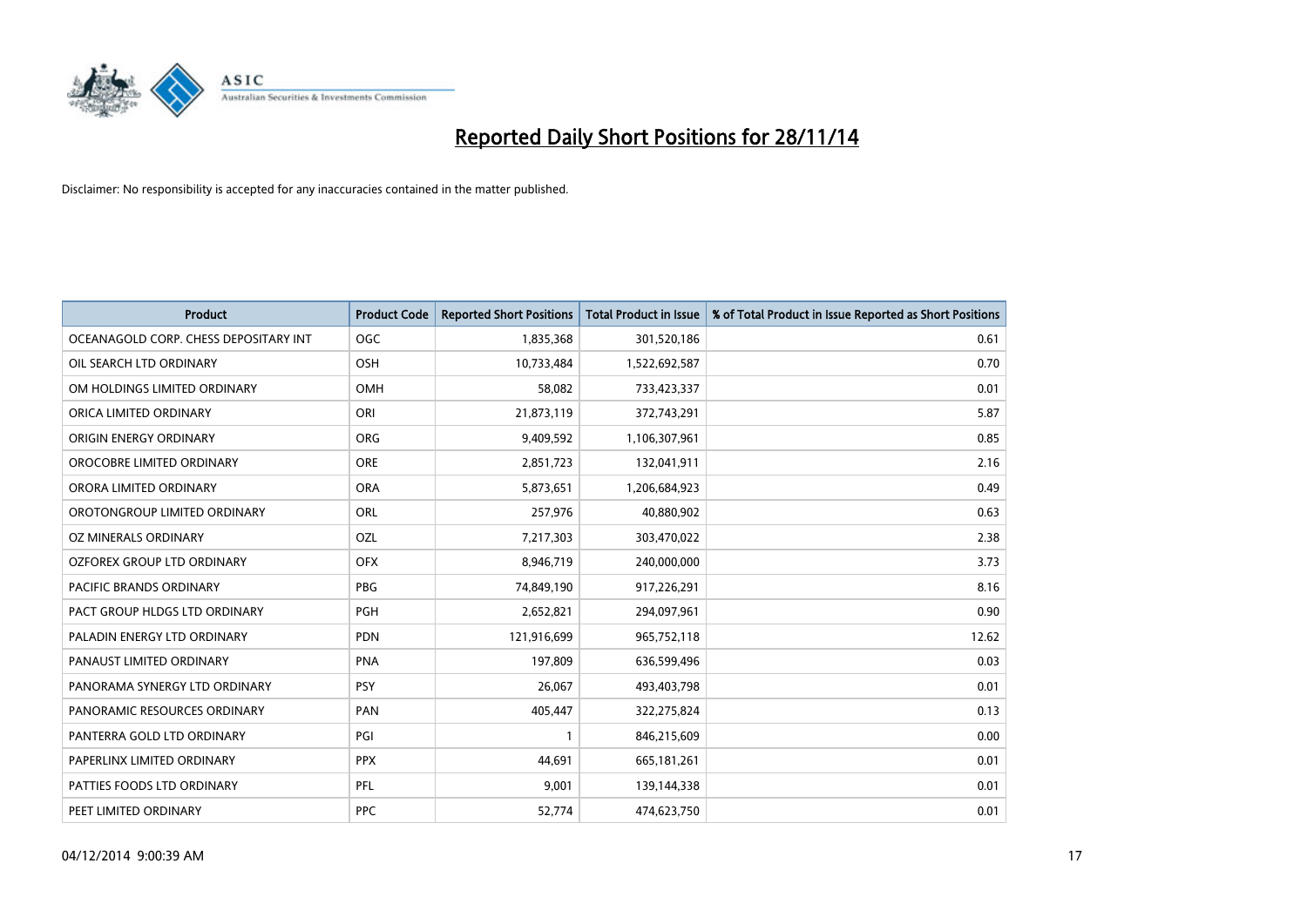# Reported Daily Short Positions for 28/11/14

Disclaimer: No responsibility is accepted for any inaccuracies contained in the matter published.

| Product | Product Code | Reported Short Positions | Total Product in Issue | % of Total Product in Issue Reported as Short Positions |
|---|---|---|---|---|
| OCEANAGOLD CORP. CHESS DEPOSITARY INT | OGC | 1,835,368 | 301,520,186 | 0.61 |
| OIL SEARCH LTD ORDINARY | OSH | 10,733,484 | 1,522,692,587 | 0.70 |
| OM HOLDINGS LIMITED ORDINARY | OMH | 58,082 | 733,423,337 | 0.01 |
| ORICA LIMITED ORDINARY | ORI | 21,873,119 | 372,743,291 | 5.87 |
| ORIGIN ENERGY ORDINARY | ORG | 9,409,592 | 1,106,307,961 | 0.85 |
| OROCOBRE LIMITED ORDINARY | ORE | 2,851,723 | 132,041,911 | 2.16 |
| ORORA LIMITED ORDINARY | ORA | 5,873,651 | 1,206,684,923 | 0.49 |
| OROTONGROUP LIMITED ORDINARY | ORL | 257,976 | 40,880,902 | 0.63 |
| OZ MINERALS ORDINARY | OZL | 7,217,303 | 303,470,022 | 2.38 |
| OZFOREX GROUP LTD ORDINARY | OFX | 8,946,719 | 240,000,000 | 3.73 |
| PACIFIC BRANDS ORDINARY | PBG | 74,849,190 | 917,226,291 | 8.16 |
| PACT GROUP HLDGS LTD ORDINARY | PGH | 2,652,821 | 294,097,961 | 0.90 |
| PALADIN ENERGY LTD ORDINARY | PDN | 121,916,699 | 965,752,118 | 12.62 |
| PANAUST LIMITED ORDINARY | PNA | 197,809 | 636,599,496 | 0.03 |
| PANORAMA SYNERGY LTD ORDINARY | PSY | 26,067 | 493,403,798 | 0.01 |
| PANORAMIC RESOURCES ORDINARY | PAN | 405,447 | 322,275,824 | 0.13 |
| PANTERRA GOLD LTD ORDINARY | PGI | 1 | 846,215,609 | 0.00 |
| PAPERLINX LIMITED ORDINARY | PPX | 44,691 | 665,181,261 | 0.01 |
| PATTIES FOODS LTD ORDINARY | PFL | 9,001 | 139,144,338 | 0.01 |
| PEET LIMITED ORDINARY | PPC | 52,774 | 474,623,750 | 0.01 |

04/12/2014 9:00:39 AM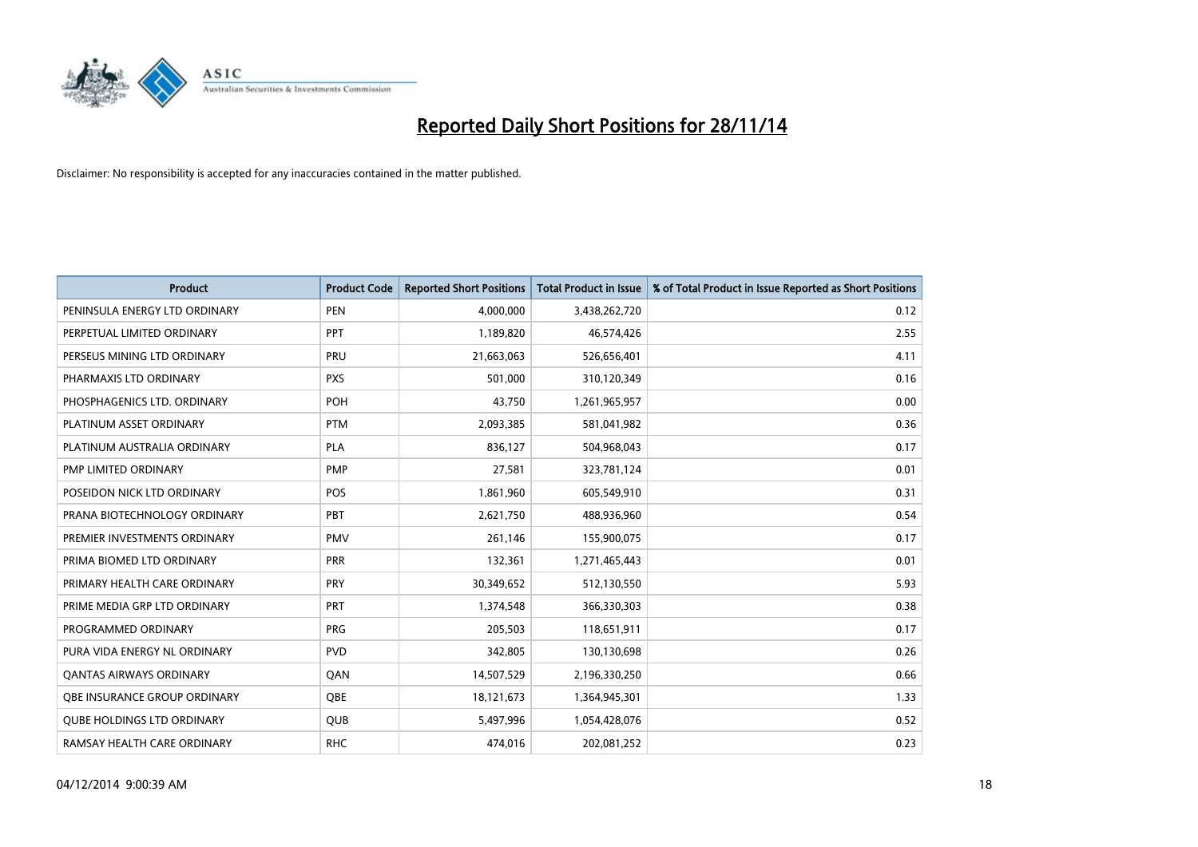# Reported Daily Short Positions for 28/11/14

Disclaimer: No responsibility is accepted for any inaccuracies contained in the matter published.

| Product | Product Code | Reported Short Positions | Total Product in Issue | % of Total Product in Issue Reported as Short Positions |
|---|---|---|---|---|
| PENINSULA ENERGY LTD ORDINARY | PEN | 4,000,000 | 3,438,262,720 | 0.12 |
| PERPETUAL LIMITED ORDINARY | PPT | 1,189,820 | 46,574,426 | 2.55 |
| PERSEUS MINING LTD ORDINARY | PRU | 21,663,063 | 526,656,401 | 4.11 |
| PHARMAXIS LTD ORDINARY | PXS | 501,000 | 310,120,349 | 0.16 |
| PHOSPHAGENICS LTD. ORDINARY | POH | 43,750 | 1,261,965,957 | 0.00 |
| PLATINUM ASSET ORDINARY | PTM | 2,093,385 | 581,041,982 | 0.36 |
| PLATINUM AUSTRALIA ORDINARY | PLA | 836,127 | 504,968,043 | 0.17 |
| PMP LIMITED ORDINARY | PMP | 27,581 | 323,781,124 | 0.01 |
| POSEIDON NICK LTD ORDINARY | POS | 1,861,960 | 605,549,910 | 0.31 |
| PRANA BIOTECHNOLOGY ORDINARY | PBT | 2,621,750 | 488,936,960 | 0.54 |
| PREMIER INVESTMENTS ORDINARY | PMV | 261,146 | 155,900,075 | 0.17 |
| PRIMA BIOMED LTD ORDINARY | PRR | 132,361 | 1,271,465,443 | 0.01 |
| PRIMARY HEALTH CARE ORDINARY | PRY | 30,349,652 | 512,130,550 | 5.93 |
| PRIME MEDIA GRP LTD ORDINARY | PRT | 1,374,548 | 366,330,303 | 0.38 |
| PROGRAMMED ORDINARY | PRG | 205,503 | 118,651,911 | 0.17 |
| PURA VIDA ENERGY NL ORDINARY | PVD | 342,805 | 130,130,698 | 0.26 |
| QANTAS AIRWAYS ORDINARY | QAN | 14,507,529 | 2,196,330,250 | 0.66 |
| QBE INSURANCE GROUP ORDINARY | QBE | 18,121,673 | 1,364,945,301 | 1.33 |
| QUBE HOLDINGS LTD ORDINARY | QUB | 5,497,996 | 1,054,428,076 | 0.52 |
| RAMSAY HEALTH CARE ORDINARY | RHC | 474,016 | 202,081,252 | 0.23 |

04/12/2014 9:00:39 AM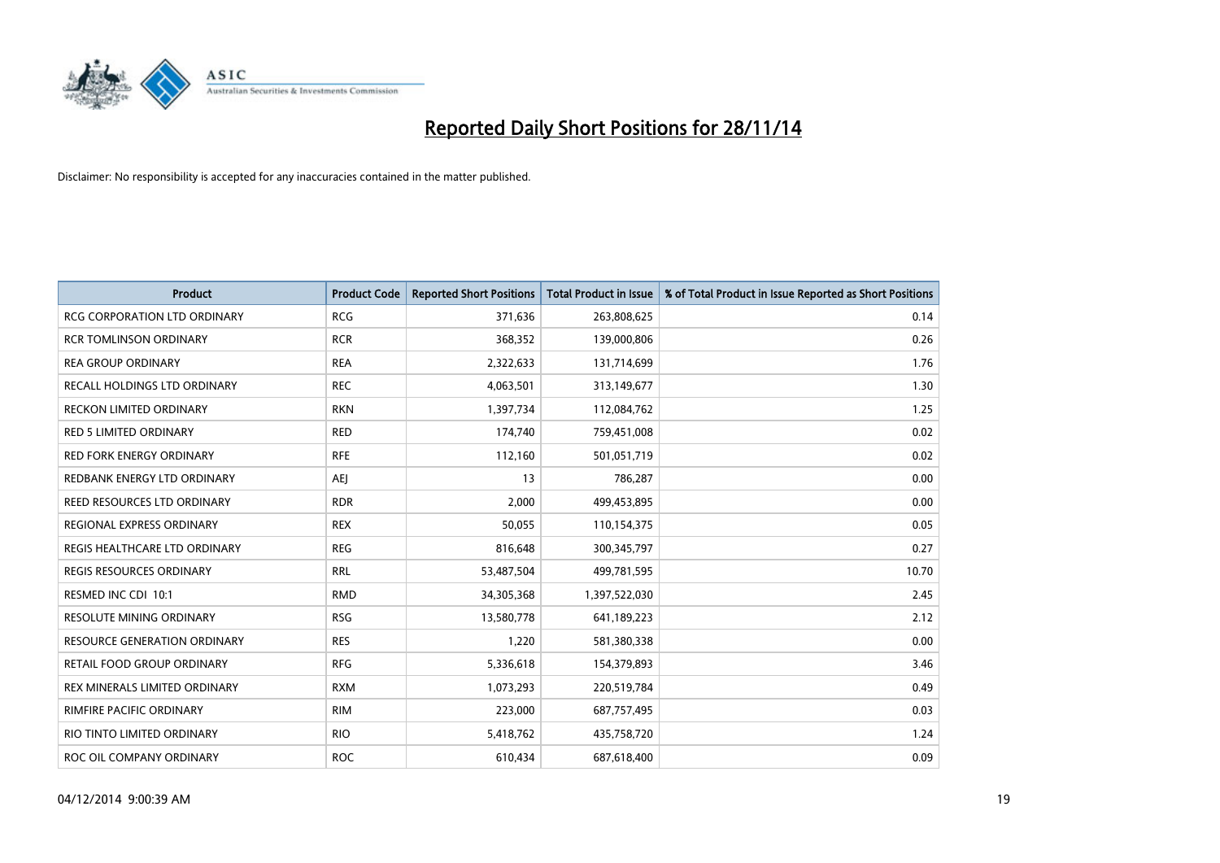# Reported Daily Short Positions for 28/11/14

Disclaimer: No responsibility is accepted for any inaccuracies contained in the matter published.

| Product | Product Code | Reported Short Positions | Total Product in Issue | % of Total Product in Issue Reported as Short Positions |
|---|---|---|---|---|
| RCG CORPORATION LTD ORDINARY | RCG | 371,636 | 263,808,625 | 0.14 |
| RCR TOMLINSON ORDINARY | RCR | 368,352 | 139,000,806 | 0.26 |
| REA GROUP ORDINARY | REA | 2,322,633 | 131,714,699 | 1.76 |
| RECALL HOLDINGS LTD ORDINARY | REC | 4,063,501 | 313,149,677 | 1.30 |
| RECKON LIMITED ORDINARY | RKN | 1,397,734 | 112,084,762 | 1.25 |
| RED 5 LIMITED ORDINARY | RED | 174,740 | 759,451,008 | 0.02 |
| RED FORK ENERGY ORDINARY | RFE | 112,160 | 501,051,719 | 0.02 |
| REDBANK ENERGY LTD ORDINARY | AEJ | 13 | 786,287 | 0.00 |
| REED RESOURCES LTD ORDINARY | RDR | 2,000 | 499,453,895 | 0.00 |
| REGIONAL EXPRESS ORDINARY | REX | 50,055 | 110,154,375 | 0.05 |
| REGIS HEALTHCARE LTD ORDINARY | REG | 816,648 | 300,345,797 | 0.27 |
| REGIS RESOURCES ORDINARY | RRL | 53,487,504 | 499,781,595 | 10.70 |
| RESMED INC CDI 10:1 | RMD | 34,305,368 | 1,397,522,030 | 2.45 |
| RESOLUTE MINING ORDINARY | RSG | 13,580,778 | 641,189,223 | 2.12 |
| RESOURCE GENERATION ORDINARY | RES | 1,220 | 581,380,338 | 0.00 |
| RETAIL FOOD GROUP ORDINARY | RFG | 5,336,618 | 154,379,893 | 3.46 |
| REX MINERALS LIMITED ORDINARY | RXM | 1,073,293 | 220,519,784 | 0.49 |
| RIMFIRE PACIFIC ORDINARY | RIM | 223,000 | 687,757,495 | 0.03 |
| RIO TINTO LIMITED ORDINARY | RIO | 5,418,762 | 435,758,720 | 1.24 |
| ROC OIL COMPANY ORDINARY | ROC | 610,434 | 687,618,400 | 0.09 |

04/12/2014 9:00:39 AM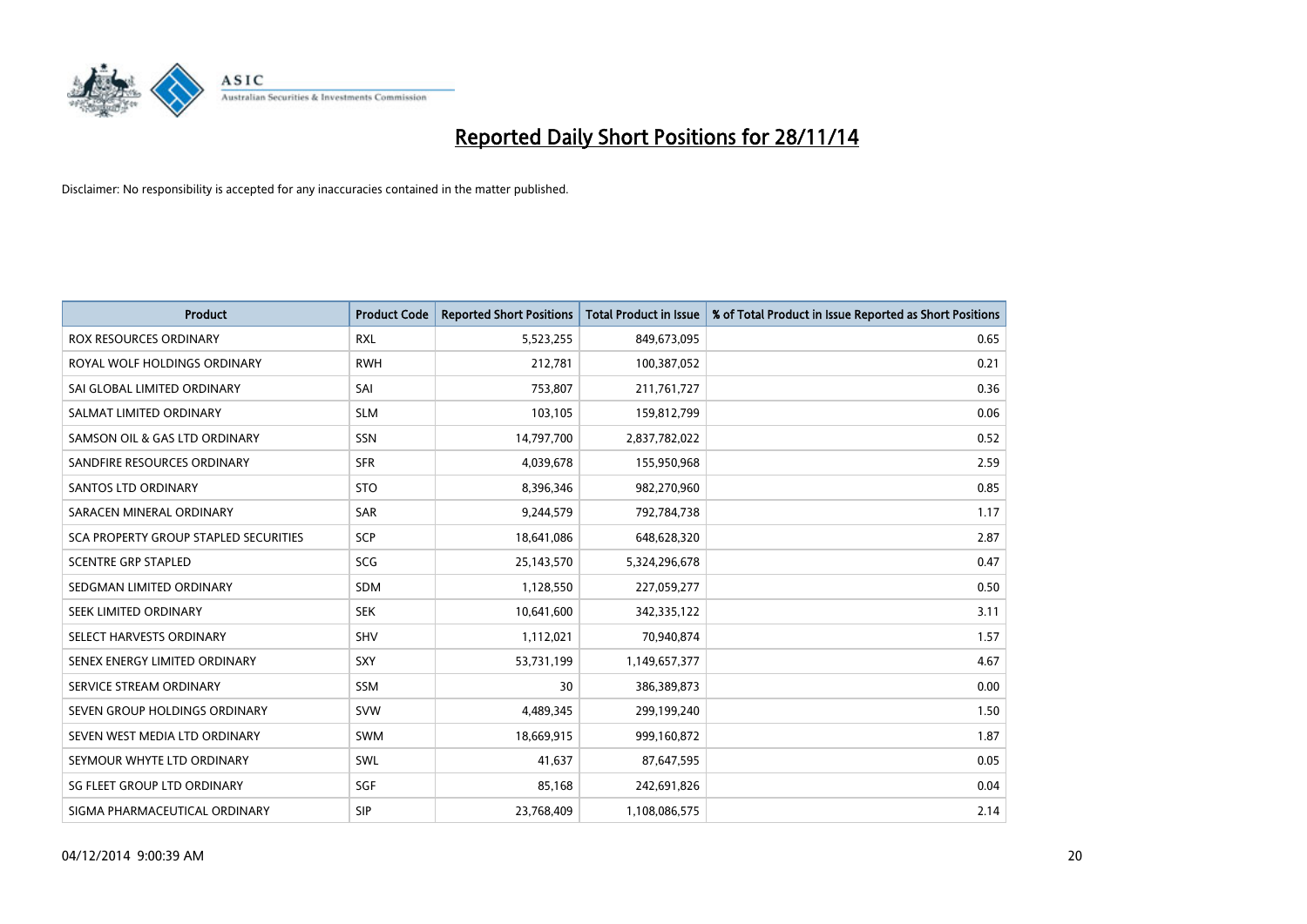# Reported Daily Short Positions for 28/11/14

Disclaimer: No responsibility is accepted for any inaccuracies contained in the matter published.

| Product | Product Code | Reported Short Positions | Total Product in Issue | % of Total Product in Issue Reported as Short Positions |
|---|---|---|---|---|
| ROX RESOURCES ORDINARY | RXL | 5,523,255 | 849,673,095 | 0.65 |
| ROYAL WOLF HOLDINGS ORDINARY | RWH | 212,781 | 100,387,052 | 0.21 |
| SAI GLOBAL LIMITED ORDINARY | SAI | 753,807 | 211,761,727 | 0.36 |
| SALMAT LIMITED ORDINARY | SLM | 103,105 | 159,812,799 | 0.06 |
| SAMSON OIL & GAS LTD ORDINARY | SSN | 14,797,700 | 2,837,782,022 | 0.52 |
| SANDFIRE RESOURCES ORDINARY | SFR | 4,039,678 | 155,950,968 | 2.59 |
| SANTOS LTD ORDINARY | STO | 8,396,346 | 982,270,960 | 0.85 |
| SARACEN MINERAL ORDINARY | SAR | 9,244,579 | 792,784,738 | 1.17 |
| SCA PROPERTY GROUP STAPLED SECURITIES | SCP | 18,641,086 | 648,628,320 | 2.87 |
| SCENTRE GRP STAPLED | SCG | 25,143,570 | 5,324,296,678 | 0.47 |
| SEDGMAN LIMITED ORDINARY | SDM | 1,128,550 | 227,059,277 | 0.50 |
| SEEK LIMITED ORDINARY | SEK | 10,641,600 | 342,335,122 | 3.11 |
| SELECT HARVESTS ORDINARY | SHV | 1,112,021 | 70,940,874 | 1.57 |
| SENEX ENERGY LIMITED ORDINARY | SXY | 53,731,199 | 1,149,657,377 | 4.67 |
| SERVICE STREAM ORDINARY | SSM | 30 | 386,389,873 | 0.00 |
| SEVEN GROUP HOLDINGS ORDINARY | SVW | 4,489,345 | 299,199,240 | 1.50 |
| SEVEN WEST MEDIA LTD ORDINARY | SWM | 18,669,915 | 999,160,872 | 1.87 |
| SEYMOUR WHYTE LTD ORDINARY | SWL | 41,637 | 87,647,595 | 0.05 |
| SG FLEET GROUP LTD ORDINARY | SGF | 85,168 | 242,691,826 | 0.04 |
| SIGMA PHARMACEUTICAL ORDINARY | SIP | 23,768,409 | 1,108,086,575 | 2.14 |

04/12/2014 9:00:39 AM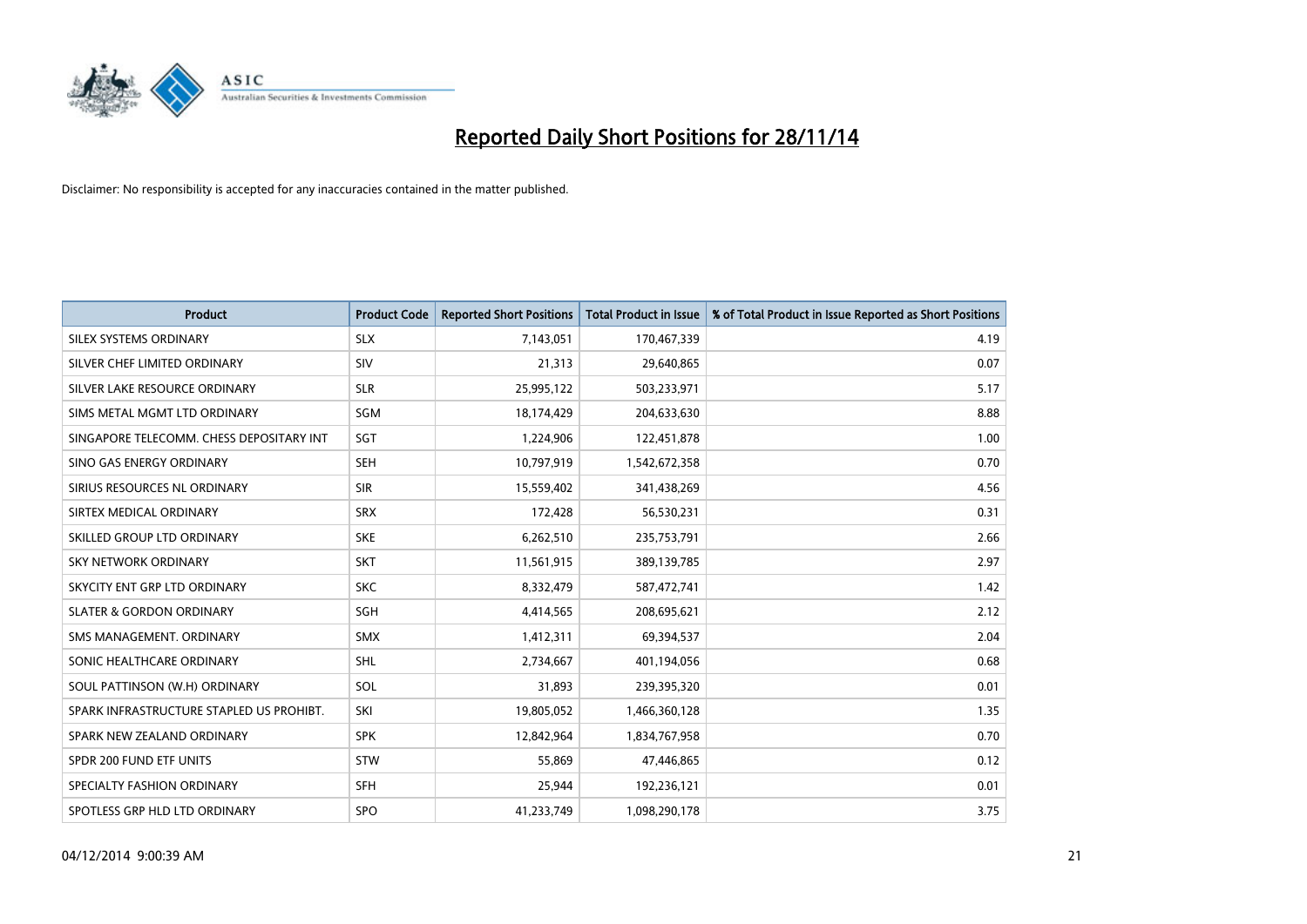# Reported Daily Short Positions for 28/11/14

Disclaimer: No responsibility is accepted for any inaccuracies contained in the matter published.

| Product | Product Code | Reported Short Positions | Total Product in Issue | % of Total Product in Issue Reported as Short Positions |
|---|---|---|---|---|
| SILEX SYSTEMS ORDINARY | SLX | 7,143,051 | 170,467,339 | 4.19 |
| SILVER CHEF LIMITED ORDINARY | SIV | 21,313 | 29,640,865 | 0.07 |
| SILVER LAKE RESOURCE ORDINARY | SLR | 25,995,122 | 503,233,971 | 5.17 |
| SIMS METAL MGMT LTD ORDINARY | SGM | 18,174,429 | 204,633,630 | 8.88 |
| SINGAPORE TELECOMM. CHESS DEPOSITARY INT | SGT | 1,224,906 | 122,451,878 | 1.00 |
| SINO GAS ENERGY ORDINARY | SEH | 10,797,919 | 1,542,672,358 | 0.70 |
| SIRIUS RESOURCES NL ORDINARY | SIR | 15,559,402 | 341,438,269 | 4.56 |
| SIRTEX MEDICAL ORDINARY | SRX | 172,428 | 56,530,231 | 0.31 |
| SKILLED GROUP LTD ORDINARY | SKE | 6,262,510 | 235,753,791 | 2.66 |
| SKY NETWORK ORDINARY | SKT | 11,561,915 | 389,139,785 | 2.97 |
| SKYCITY ENT GRP LTD ORDINARY | SKC | 8,332,479 | 587,472,741 | 1.42 |
| SLATER & GORDON ORDINARY | SGH | 4,414,565 | 208,695,621 | 2.12 |
| SMS MANAGEMENT. ORDINARY | SMX | 1,412,311 | 69,394,537 | 2.04 |
| SONIC HEALTHCARE ORDINARY | SHL | 2,734,667 | 401,194,056 | 0.68 |
| SOUL PATTINSON (W.H) ORDINARY | SOL | 31,893 | 239,395,320 | 0.01 |
| SPARK INFRASTRUCTURE STAPLED US PROHIBT. | SKI | 19,805,052 | 1,466,360,128 | 1.35 |
| SPARK NEW ZEALAND ORDINARY | SPK | 12,842,964 | 1,834,767,958 | 0.70 |
| SPDR 200 FUND ETF UNITS | STW | 55,869 | 47,446,865 | 0.12 |
| SPECIALTY FASHION ORDINARY | SFH | 25,944 | 192,236,121 | 0.01 |
| SPOTLESS GRP HLD LTD ORDINARY | SPO | 41,233,749 | 1,098,290,178 | 3.75 |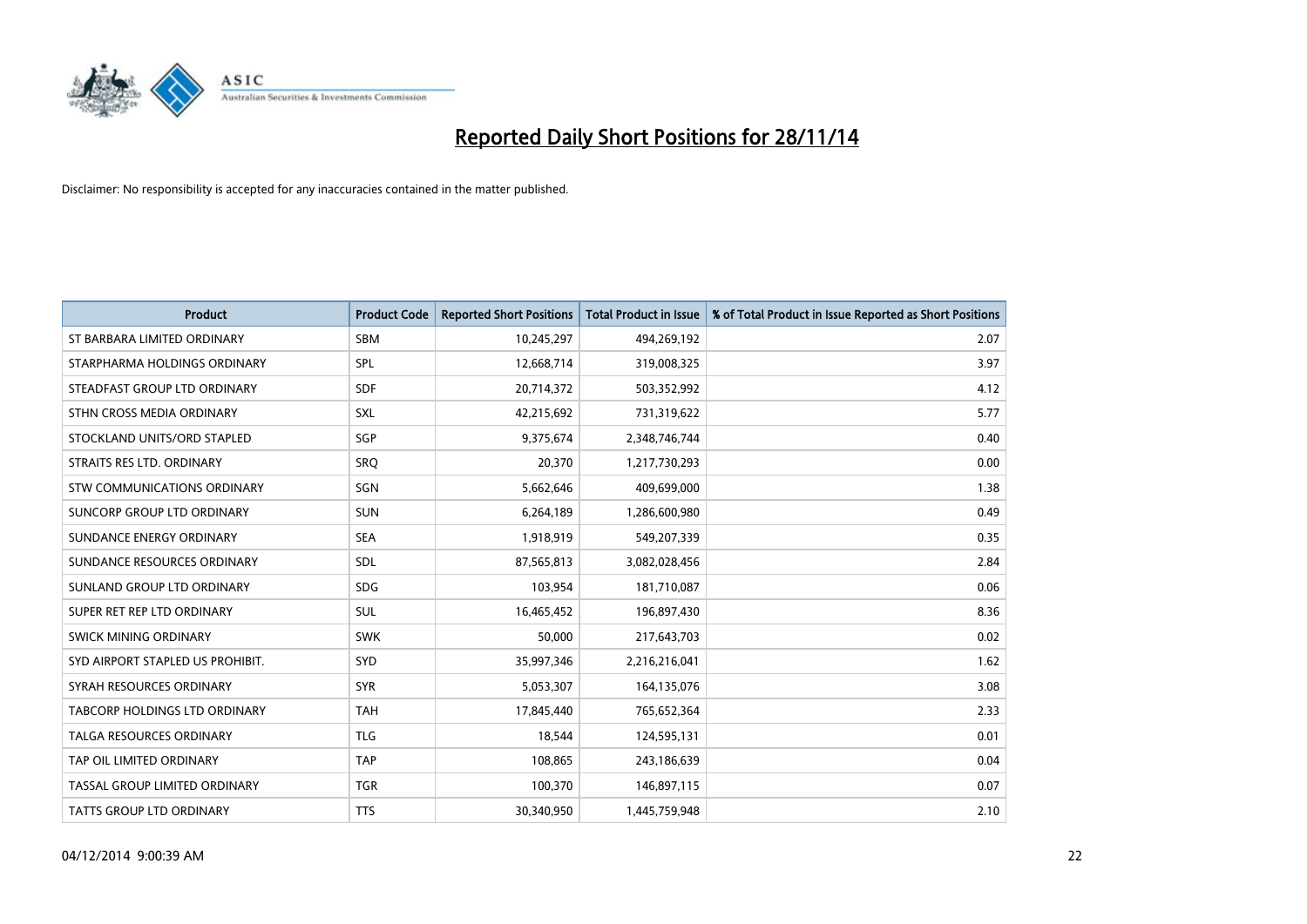# Reported Daily Short Positions for 28/11/14

Disclaimer: No responsibility is accepted for any inaccuracies contained in the matter published.

| Product | Product Code | Reported Short Positions | Total Product in Issue | % of Total Product in Issue Reported as Short Positions |
|---|---|---|---|---|
| ST BARBARA LIMITED ORDINARY | SBM | 10,245,297 | 494,269,192 | 2.07 |
| STARPHARMA HOLDINGS ORDINARY | SPL | 12,668,714 | 319,008,325 | 3.97 |
| STEADFAST GROUP LTD ORDINARY | SDF | 20,714,372 | 503,352,992 | 4.12 |
| STHN CROSS MEDIA ORDINARY | SXL | 42,215,692 | 731,319,622 | 5.77 |
| STOCKLAND UNITS/ORD STAPLED | SGP | 9,375,674 | 2,348,746,744 | 0.40 |
| STRAITS RES LTD. ORDINARY | SRQ | 20,370 | 1,217,730,293 | 0.00 |
| STW COMMUNICATIONS ORDINARY | SGN | 5,662,646 | 409,699,000 | 1.38 |
| SUNCORP GROUP LTD ORDINARY | SUN | 6,264,189 | 1,286,600,980 | 0.49 |
| SUNDANCE ENERGY ORDINARY | SEA | 1,918,919 | 549,207,339 | 0.35 |
| SUNDANCE RESOURCES ORDINARY | SDL | 87,565,813 | 3,082,028,456 | 2.84 |
| SUNLAND GROUP LTD ORDINARY | SDG | 103,954 | 181,710,087 | 0.06 |
| SUPER RET REP LTD ORDINARY | SUL | 16,465,452 | 196,897,430 | 8.36 |
| SWICK MINING ORDINARY | SWK | 50,000 | 217,643,703 | 0.02 |
| SYD AIRPORT STAPLED US PROHIBIT. | SYD | 35,997,346 | 2,216,216,041 | 1.62 |
| SYRAH RESOURCES ORDINARY | SYR | 5,053,307 | 164,135,076 | 3.08 |
| TABCORP HOLDINGS LTD ORDINARY | TAH | 17,845,440 | 765,652,364 | 2.33 |
| TALGA RESOURCES ORDINARY | TLG | 18,544 | 124,595,131 | 0.01 |
| TAP OIL LIMITED ORDINARY | TAP | 108,865 | 243,186,639 | 0.04 |
| TASSAL GROUP LIMITED ORDINARY | TGR | 100,370 | 146,897,115 | 0.07 |
| TATTS GROUP LTD ORDINARY | TTS | 30,340,950 | 1,445,759,948 | 2.10 |

04/12/2014 9:00:39 AM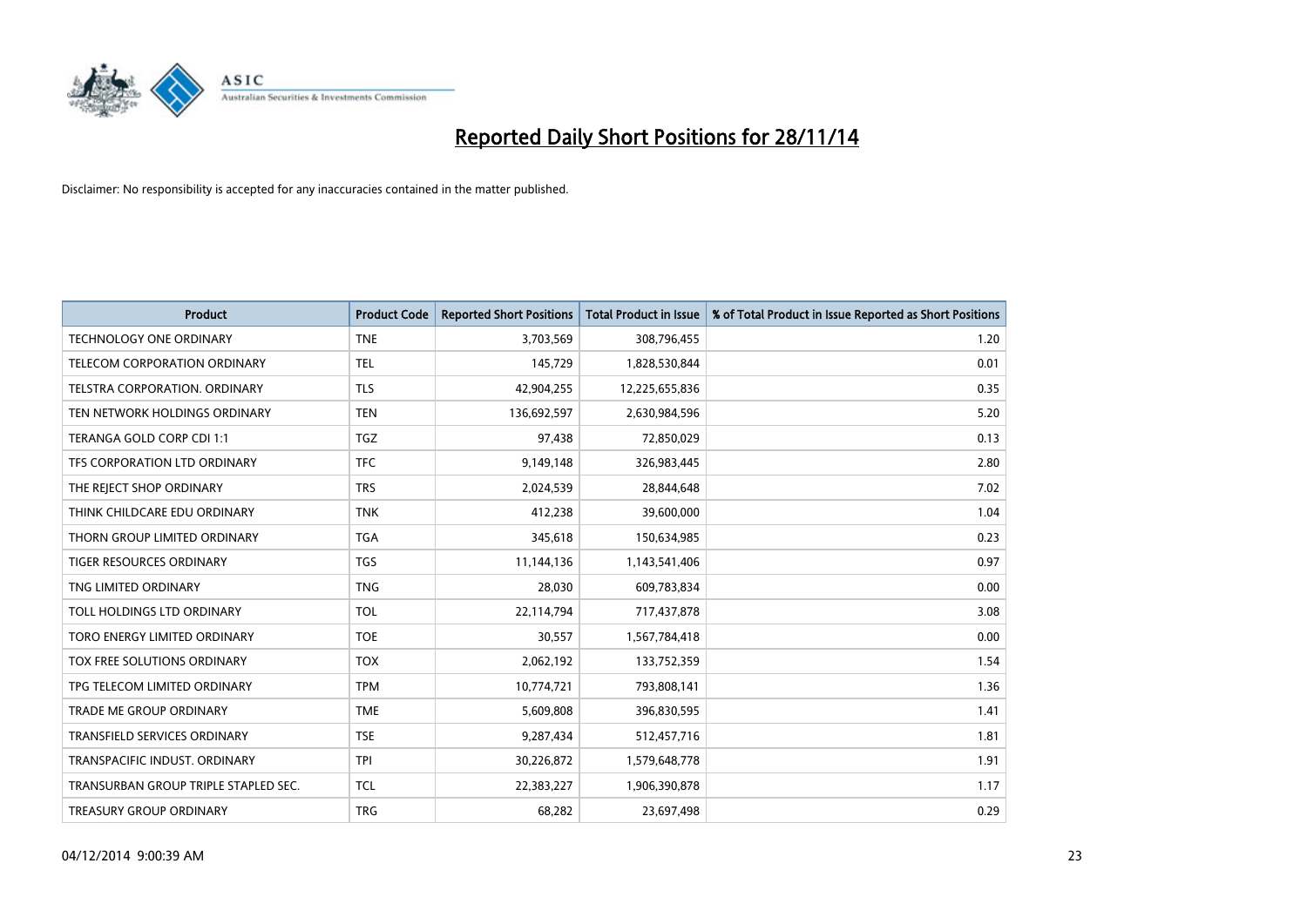# Reported Daily Short Positions for 28/11/14

Disclaimer: No responsibility is accepted for any inaccuracies contained in the matter published.

| Product | Product Code | Reported Short Positions | Total Product in Issue | % of Total Product in Issue Reported as Short Positions |
|---|---|---|---|---|
| TECHNOLOGY ONE ORDINARY | TNE | 3,703,569 | 308,796,455 | 1.20 |
| TELECOM CORPORATION ORDINARY | TEL | 145,729 | 1,828,530,844 | 0.01 |
| TELSTRA CORPORATION. ORDINARY | TLS | 42,904,255 | 12,225,655,836 | 0.35 |
| TEN NETWORK HOLDINGS ORDINARY | TEN | 136,692,597 | 2,630,984,596 | 5.20 |
| TERANGA GOLD CORP CDI 1:1 | TGZ | 97,438 | 72,850,029 | 0.13 |
| TFS CORPORATION LTD ORDINARY | TFC | 9,149,148 | 326,983,445 | 2.80 |
| THE REJECT SHOP ORDINARY | TRS | 2,024,539 | 28,844,648 | 7.02 |
| THINK CHILDCARE EDU ORDINARY | TNK | 412,238 | 39,600,000 | 1.04 |
| THORN GROUP LIMITED ORDINARY | TGA | 345,618 | 150,634,985 | 0.23 |
| TIGER RESOURCES ORDINARY | TGS | 11,144,136 | 1,143,541,406 | 0.97 |
| TNG LIMITED ORDINARY | TNG | 28,030 | 609,783,834 | 0.00 |
| TOLL HOLDINGS LTD ORDINARY | TOL | 22,114,794 | 717,437,878 | 3.08 |
| TORO ENERGY LIMITED ORDINARY | TOE | 30,557 | 1,567,784,418 | 0.00 |
| TOX FREE SOLUTIONS ORDINARY | TOX | 2,062,192 | 133,752,359 | 1.54 |
| TPG TELECOM LIMITED ORDINARY | TPM | 10,774,721 | 793,808,141 | 1.36 |
| TRADE ME GROUP ORDINARY | TME | 5,609,808 | 396,830,595 | 1.41 |
| TRANSFIELD SERVICES ORDINARY | TSE | 9,287,434 | 512,457,716 | 1.81 |
| TRANSPACIFIC INDUST. ORDINARY | TPI | 30,226,872 | 1,579,648,778 | 1.91 |
| TRANSURBAN GROUP TRIPLE STAPLED SEC. | TCL | 22,383,227 | 1,906,390,878 | 1.17 |
| TREASURY GROUP ORDINARY | TRG | 68,282 | 23,697,498 | 0.29 |

04/12/2014 9:00:39 AM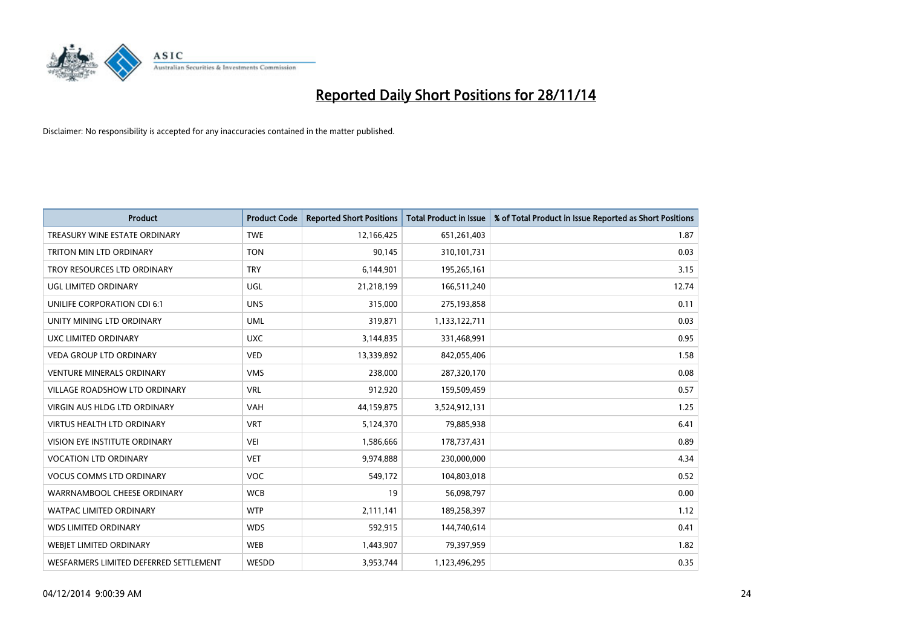# Reported Daily Short Positions for 28/11/14

Disclaimer: No responsibility is accepted for any inaccuracies contained in the matter published.

| Product | Product Code | Reported Short Positions | Total Product in Issue | % of Total Product in Issue Reported as Short Positions |
|---|---|---|---|---|
| TREASURY WINE ESTATE ORDINARY | TWE | 12,166,425 | 651,261,403 | 1.87 |
| TRITON MIN LTD ORDINARY | TON | 90,145 | 310,101,731 | 0.03 |
| TROY RESOURCES LTD ORDINARY | TRY | 6,144,901 | 195,265,161 | 3.15 |
| UGL LIMITED ORDINARY | UGL | 21,218,199 | 166,511,240 | 12.74 |
| UNILIFE CORPORATION CDI 6:1 | UNS | 315,000 | 275,193,858 | 0.11 |
| UNITY MINING LTD ORDINARY | UML | 319,871 | 1,133,122,711 | 0.03 |
| UXC LIMITED ORDINARY | UXC | 3,144,835 | 331,468,991 | 0.95 |
| VEDA GROUP LTD ORDINARY | VED | 13,339,892 | 842,055,406 | 1.58 |
| VENTURE MINERALS ORDINARY | VMS | 238,000 | 287,320,170 | 0.08 |
| VILLAGE ROADSHOW LTD ORDINARY | VRL | 912,920 | 159,509,459 | 0.57 |
| VIRGIN AUS HLDG LTD ORDINARY | VAH | 44,159,875 | 3,524,912,131 | 1.25 |
| VIRTUS HEALTH LTD ORDINARY | VRT | 5,124,370 | 79,885,938 | 6.41 |
| VISION EYE INSTITUTE ORDINARY | VEI | 1,586,666 | 178,737,431 | 0.89 |
| VOCATION LTD ORDINARY | VET | 9,974,888 | 230,000,000 | 4.34 |
| VOCUS COMMS LTD ORDINARY | VOC | 549,172 | 104,803,018 | 0.52 |
| WARRNAMBOOL CHEESE ORDINARY | WCB | 19 | 56,098,797 | 0.00 |
| WATPAC LIMITED ORDINARY | WTP | 2,111,141 | 189,258,397 | 1.12 |
| WDS LIMITED ORDINARY | WDS | 592,915 | 144,740,614 | 0.41 |
| WEBJET LIMITED ORDINARY | WEB | 1,443,907 | 79,397,959 | 1.82 |
| WESFARMERS LIMITED DEFERRED SETTLEMENT | WESDD | 3,953,744 | 1,123,496,295 | 0.35 |

04/12/2014 9:00:39 AM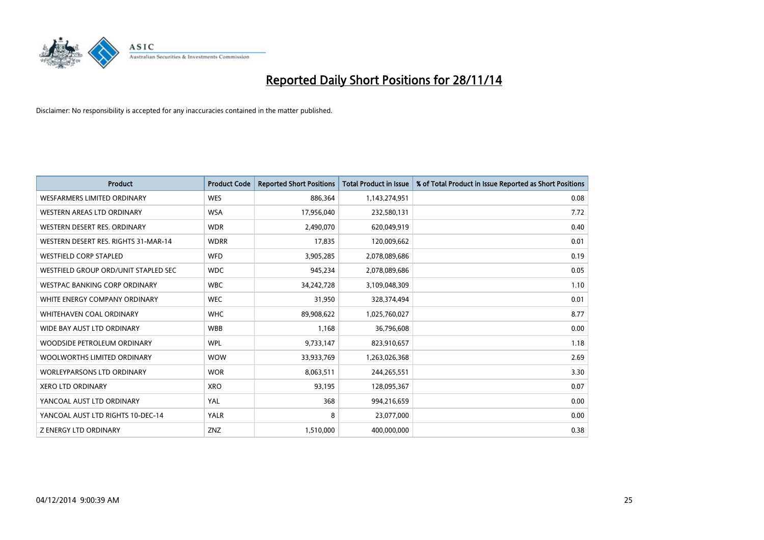# Reported Daily Short Positions for 28/11/14

Disclaimer: No responsibility is accepted for any inaccuracies contained in the matter published.

| Product | Product Code | Reported Short Positions | Total Product in Issue | % of Total Product in Issue Reported as Short Positions |
|---|---|---|---|---|
| WESFARMERS LIMITED ORDINARY | WES | 886,364 | 1,143,274,951 | 0.08 |
| WESTERN AREAS LTD ORDINARY | WSA | 17,956,040 | 232,580,131 | 7.72 |
| WESTERN DESERT RES. ORDINARY | WDR | 2,490,070 | 620,049,919 | 0.40 |
| WESTERN DESERT RES. RIGHTS 31-MAR-14 | WDRR | 17,835 | 120,009,662 | 0.01 |
| WESTFIELD CORP STAPLED | WFD | 3,905,285 | 2,078,089,686 | 0.19 |
| WESTFIELD GROUP ORD/UNIT STAPLED SEC | WDC | 945,234 | 2,078,089,686 | 0.05 |
| WESTPAC BANKING CORP ORDINARY | WBC | 34,242,728 | 3,109,048,309 | 1.10 |
| WHITE ENERGY COMPANY ORDINARY | WEC | 31,950 | 328,374,494 | 0.01 |
| WHITEHAVEN COAL ORDINARY | WHC | 89,908,622 | 1,025,760,027 | 8.77 |
| WIDE BAY AUST LTD ORDINARY | WBB | 1,168 | 36,796,608 | 0.00 |
| WOODSIDE PETROLEUM ORDINARY | WPL | 9,733,147 | 823,910,657 | 1.18 |
| WOOLWORTHS LIMITED ORDINARY | WOW | 33,933,769 | 1,263,026,368 | 2.69 |
| WORLEYPARSONS LTD ORDINARY | WOR | 8,063,511 | 244,265,551 | 3.30 |
| XERO LTD ORDINARY | XRO | 93,195 | 128,095,367 | 0.07 |
| YANCOAL AUST LTD ORDINARY | YAL | 368 | 994,216,659 | 0.00 |
| YANCOAL AUST LTD RIGHTS 10-DEC-14 | YALR | 8 | 23,077,000 | 0.00 |
| Z ENERGY LTD ORDINARY | ZNZ | 1,510,000 | 400,000,000 | 0.38 |